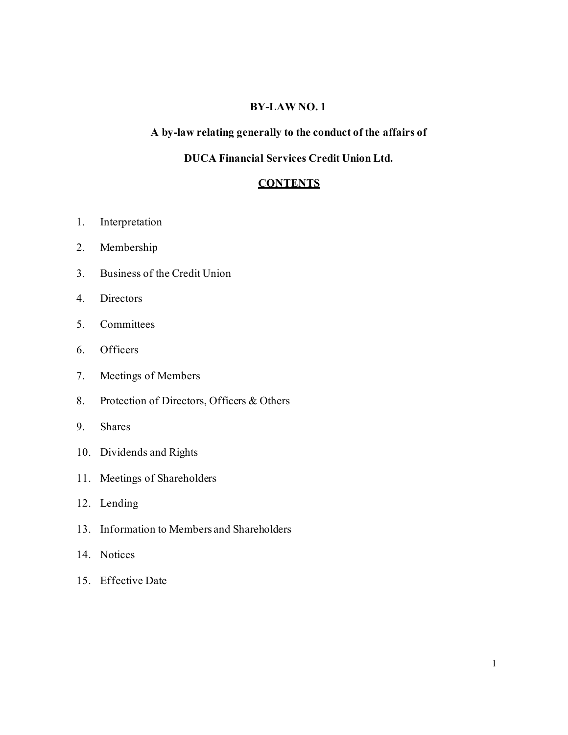# BY-LAW NO. 1

## A by-law relating generally to the conduct of the affairs of

## DUCA Financial Services Credit Union Ltd.

## <u>CONTENTS</u>

1. Interpretation
2. Membership
3. Business of the Credit Union
4. Directors
5. Committees
6. Officers
7. Meetings of Members
8. Protection of Directors, Officers & Others
9. Shares
10. Dividends and Rights
11. Meetings of Shareholders
12. Lending
13. Information to Members and Shareholders
14. Notices
15. Effective Date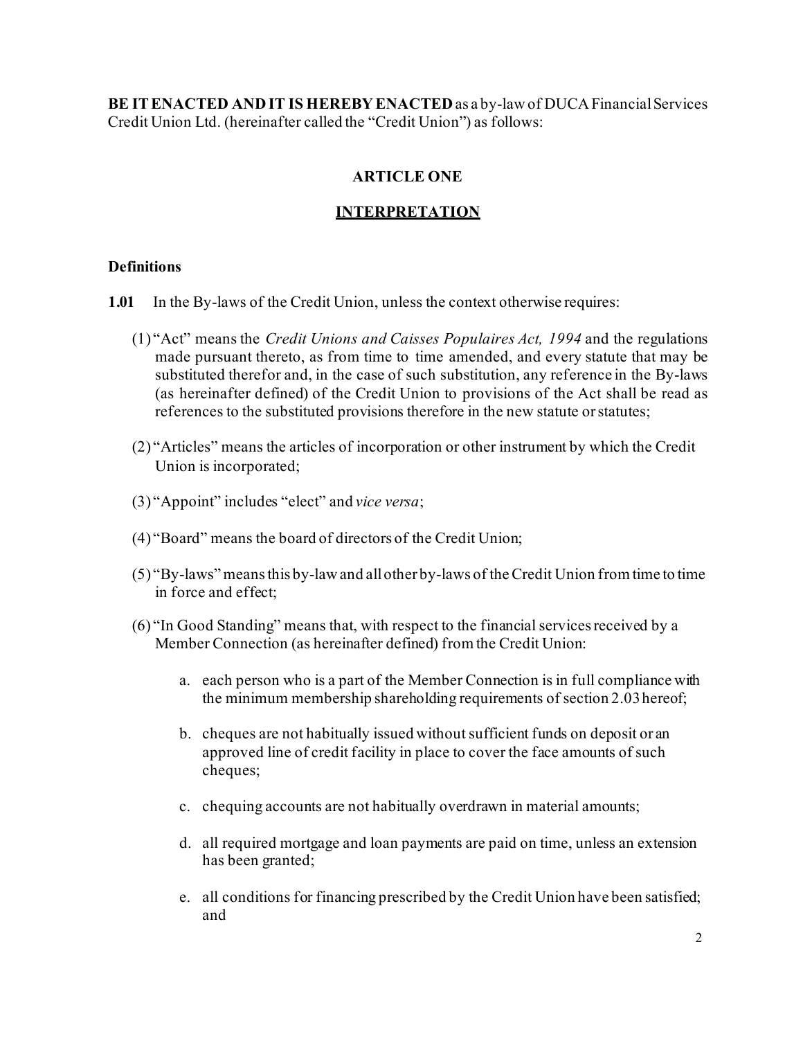**BE IT ENACTED AND IT IS HEREBY ENACTED** as a by-law of DUCA Financial Services Credit Union Ltd. (hereinafter called the "Credit Union") as follows:

## ARTICLE ONE

## INTERPRETATION

### Definitions

**1.01** In the By-laws of the Credit Union, unless the context otherwise requires:

(1) "Act" means the *Credit Unions and Caisses Populaires Act, 1994* and the regulations made pursuant thereto, as from time to time amended, and every statute that may be substituted therefor and, in the case of such substitution, any reference in the By-laws (as hereinafter defined) of the Credit Union to provisions of the Act shall be read as references to the substituted provisions therefore in the new statute or statutes;

(2) "Articles" means the articles of incorporation or other instrument by which the Credit Union is incorporated;

(3) "Appoint" includes "elect" and *vice versa*;

(4) "Board" means the board of directors of the Credit Union;

(5) "By-laws" means this by-law and all other by-laws of the Credit Union from time to time in force and effect;

(6) "In Good Standing" means that, with respect to the financial services received by a Member Connection (as hereinafter defined) from the Credit Union:

a. each person who is a part of the Member Connection is in full compliance with the minimum membership shareholding requirements of section 2.03 hereof;

b. cheques are not habitually issued without sufficient funds on deposit or an approved line of credit facility in place to cover the face amounts of such cheques;

c. chequing accounts are not habitually overdrawn in material amounts;

d. all required mortgage and loan payments are paid on time, unless an extension has been granted;

e. all conditions for financing prescribed by the Credit Union have been satisfied; and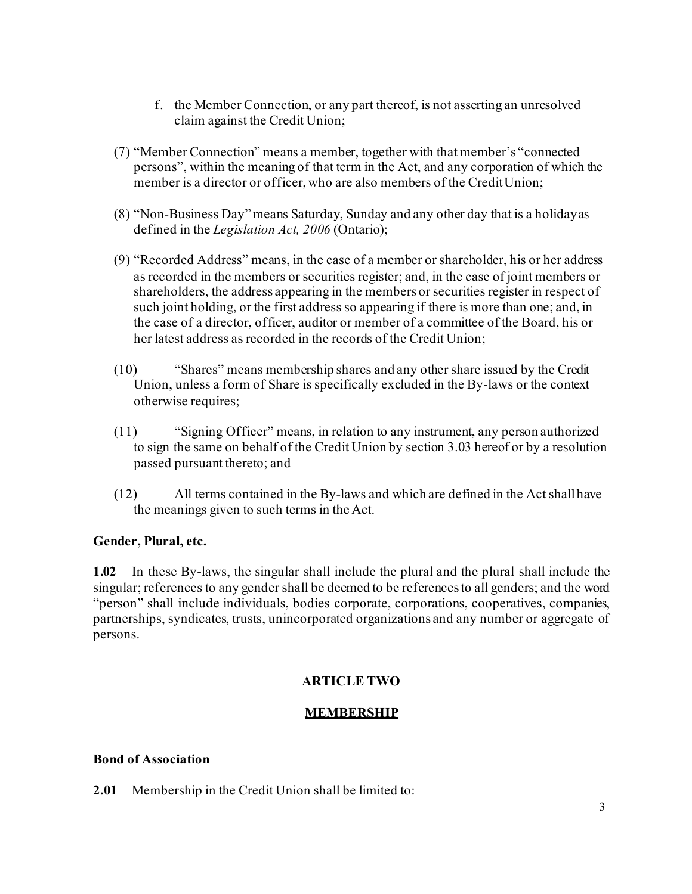f. the Member Connection, or any part thereof, is not asserting an unresolved claim against the Credit Union;

(7) "Member Connection" means a member, together with that member's "connected persons", within the meaning of that term in the Act, and any corporation of which the member is a director or officer, who are also members of the Credit Union;

(8) "Non-Business Day" means Saturday, Sunday and any other day that is a holiday as defined in the *Legislation Act, 2006* (Ontario);

(9) "Recorded Address" means, in the case of a member or shareholder, his or her address as recorded in the members or securities register; and, in the case of joint members or shareholders, the address appearing in the members or securities register in respect of such joint holding, or the first address so appearing if there is more than one; and, in the case of a director, officer, auditor or member of a committee of the Board, his or her latest address as recorded in the records of the Credit Union;

(10) "Shares" means membership shares and any other share issued by the Credit Union, unless a form of Share is specifically excluded in the By-laws or the context otherwise requires;

(11) "Signing Officer" means, in relation to any instrument, any person authorized to sign the same on behalf of the Credit Union by section 3.03 hereof or by a resolution passed pursuant thereto; and

(12) All terms contained in the By-laws and which are defined in the Act shall have the meanings given to such terms in the Act.

**Gender, Plural, etc.**

**1.02** In these By-laws, the singular shall include the plural and the plural shall include the singular; references to any gender shall be deemed to be references to all genders; and the word "person" shall include individuals, bodies corporate, corporations, cooperatives, companies, partnerships, syndicates, trusts, unincorporated organizations and any number or aggregate of persons.

## ARTICLE TWO

## MEMBERSHIP

**Bond of Association**

**2.01** Membership in the Credit Union shall be limited to: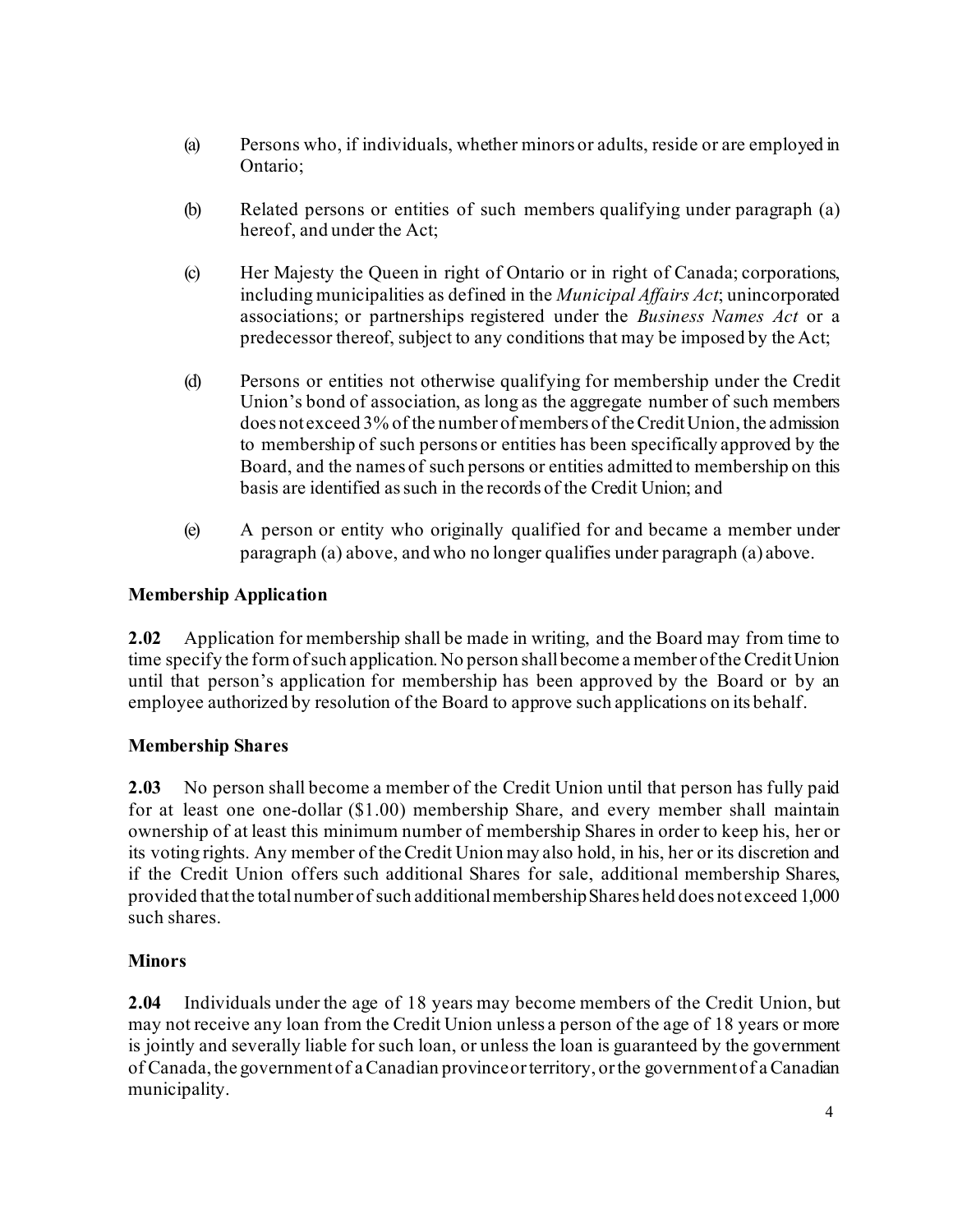(a) Persons who, if individuals, whether minors or adults, reside or are employed in Ontario;

(b) Related persons or entities of such members qualifying under paragraph (a) hereof, and under the Act;

(c) Her Majesty the Queen in right of Ontario or in right of Canada; corporations, including municipalities as defined in the *Municipal Affairs Act*; unincorporated associations; or partnerships registered under the *Business Names Act* or a predecessor thereof, subject to any conditions that may be imposed by the Act;

(d) Persons or entities not otherwise qualifying for membership under the Credit Union's bond of association, as long as the aggregate number of such members does not exceed 3% of the number of members of the Credit Union, the admission to membership of such persons or entities has been specifically approved by the Board, and the names of such persons or entities admitted to membership on this basis are identified as such in the records of the Credit Union; and

(e) A person or entity who originally qualified for and became a member under paragraph (a) above, and who no longer qualifies under paragraph (a) above.

**Membership Application**

**2.02** Application for membership shall be made in writing, and the Board may from time to time specify the form of such application. No person shall become a member of the Credit Union until that person's application for membership has been approved by the Board or by an employee authorized by resolution of the Board to approve such applications on its behalf.

**Membership Shares**

**2.03** No person shall become a member of the Credit Union until that person has fully paid for at least one one-dollar ($1.00) membership Share, and every member shall maintain ownership of at least this minimum number of membership Shares in order to keep his, her or its voting rights. Any member of the Credit Union may also hold, in his, her or its discretion and if the Credit Union offers such additional Shares for sale, additional membership Shares, provided that the total number of such additional membership Shares held does not exceed 1,000 such shares.

**Minors**

**2.04** Individuals under the age of 18 years may become members of the Credit Union, but may not receive any loan from the Credit Union unless a person of the age of 18 years or more is jointly and severally liable for such loan, or unless the loan is guaranteed by the government of Canada, the government of a Canadian province or territory, or the government of a Canadian municipality.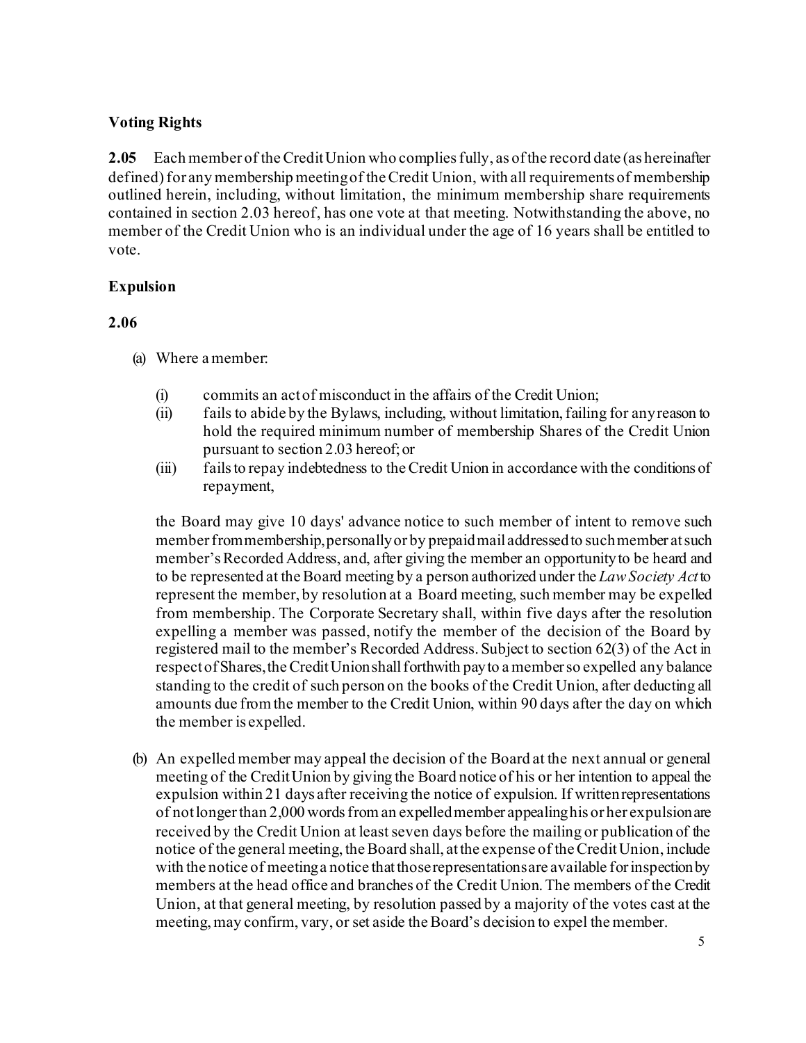**Voting Rights**

**2.05** Each member of the Credit Union who complies fully, as of the record date (as hereinafter defined) for any membership meeting of the Credit Union, with all requirements of membership outlined herein, including, without limitation, the minimum membership share requirements contained in section 2.03 hereof, has one vote at that meeting. Notwithstanding the above, no member of the Credit Union who is an individual under the age of 16 years shall be entitled to vote.

**Expulsion**

**2.06**

(a) Where a member:

(i) commits an act of misconduct in the affairs of the Credit Union;

(ii) fails to abide by the Bylaws, including, without limitation, failing for any reason to hold the required minimum number of membership Shares of the Credit Union pursuant to section 2.03 hereof; or

(iii) fails to repay indebtedness to the Credit Union in accordance with the conditions of repayment,

the Board may give 10 days' advance notice to such member of intent to remove such member from membership, personally or by prepaid mail addressed to such member at such member's Recorded Address, and, after giving the member an opportunity to be heard and to be represented at the Board meeting by a person authorized under the *Law Society Act* to represent the member, by resolution at a Board meeting, such member may be expelled from membership. The Corporate Secretary shall, within five days after the resolution expelling a member was passed, notify the member of the decision of the Board by registered mail to the member's Recorded Address. Subject to section 62(3) of the Act in respect of Shares, the Credit Union shall forthwith pay to a member so expelled any balance standing to the credit of such person on the books of the Credit Union, after deducting all amounts due from the member to the Credit Union, within 90 days after the day on which the member is expelled.

(b) An expelled member may appeal the decision of the Board at the next annual or general meeting of the Credit Union by giving the Board notice of his or her intention to appeal the expulsion within 21 days after receiving the notice of expulsion. If written representations of not longer than 2,000 words from an expelled member appealing his or her expulsion are received by the Credit Union at least seven days before the mailing or publication of the notice of the general meeting, the Board shall, at the expense of the Credit Union, include with the notice of meeting a notice that those representations are available for inspection by members at the head office and branches of the Credit Union. The members of the Credit Union, at that general meeting, by resolution passed by a majority of the votes cast at the meeting, may confirm, vary, or set aside the Board's decision to expel the member.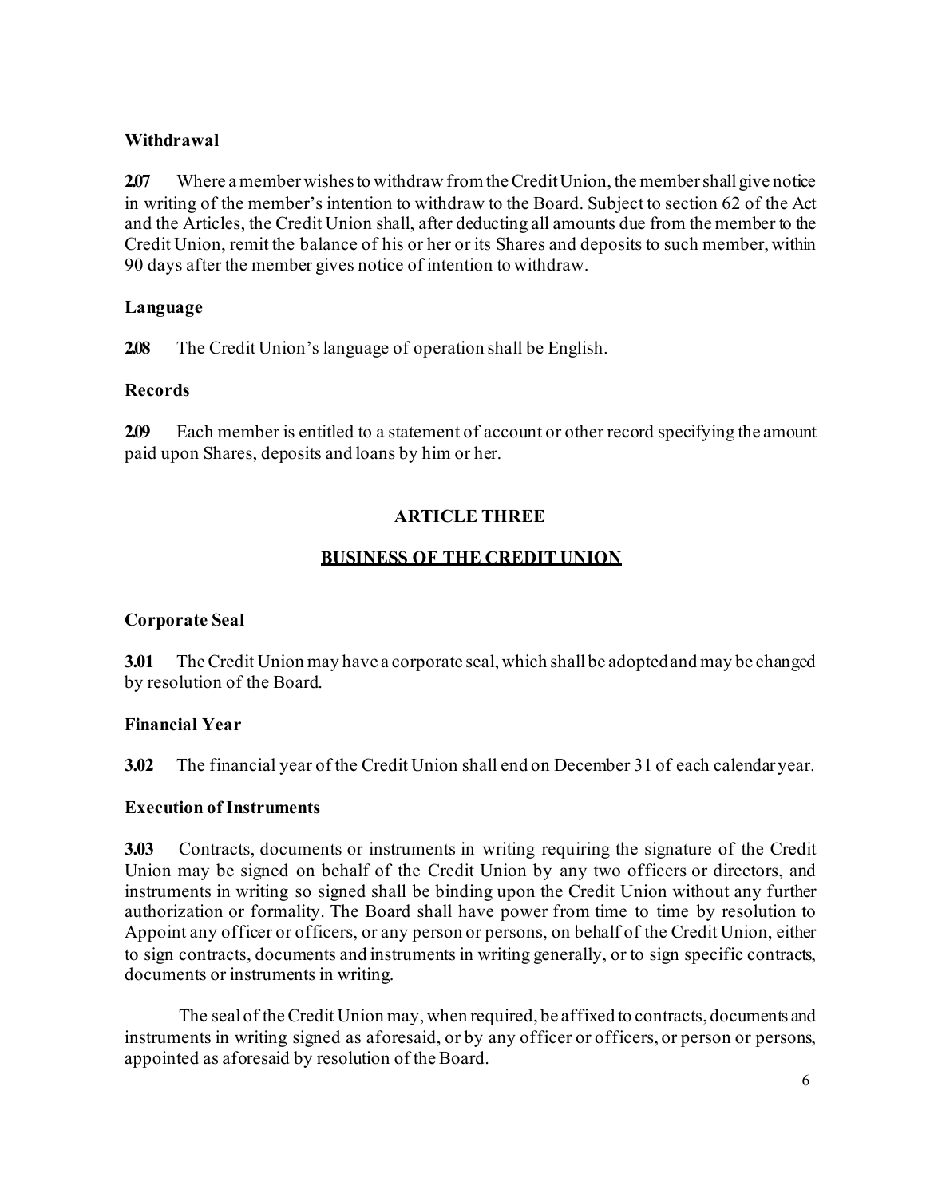**Withdrawal**

**2.07** Where a member wishes to withdraw from the Credit Union, the member shall give notice in writing of the member's intention to withdraw to the Board. Subject to section 62 of the Act and the Articles, the Credit Union shall, after deducting all amounts due from the member to the Credit Union, remit the balance of his or her or its Shares and deposits to such member, within 90 days after the member gives notice of intention to withdraw.

**Language**

**2.08** The Credit Union's language of operation shall be English.

**Records**

**2.09** Each member is entitled to a statement of account or other record specifying the amount paid upon Shares, deposits and loans by him or her.

## ARTICLE THREE

## BUSINESS OF THE CREDIT UNION

**Corporate Seal**

**3.01** The Credit Union may have a corporate seal, which shall be adopted and may be changed by resolution of the Board.

**Financial Year**

**3.02** The financial year of the Credit Union shall end on December 31 of each calendar year.

**Execution of Instruments**

**3.03** Contracts, documents or instruments in writing requiring the signature of the Credit Union may be signed on behalf of the Credit Union by any two officers or directors, and instruments in writing so signed shall be binding upon the Credit Union without any further authorization or formality. The Board shall have power from time to time by resolution to Appoint any officer or officers, or any person or persons, on behalf of the Credit Union, either to sign contracts, documents and instruments in writing generally, or to sign specific contracts, documents or instruments in writing.

The seal of the Credit Union may, when required, be affixed to contracts, documents and instruments in writing signed as aforesaid, or by any officer or officers, or person or persons, appointed as aforesaid by resolution of the Board.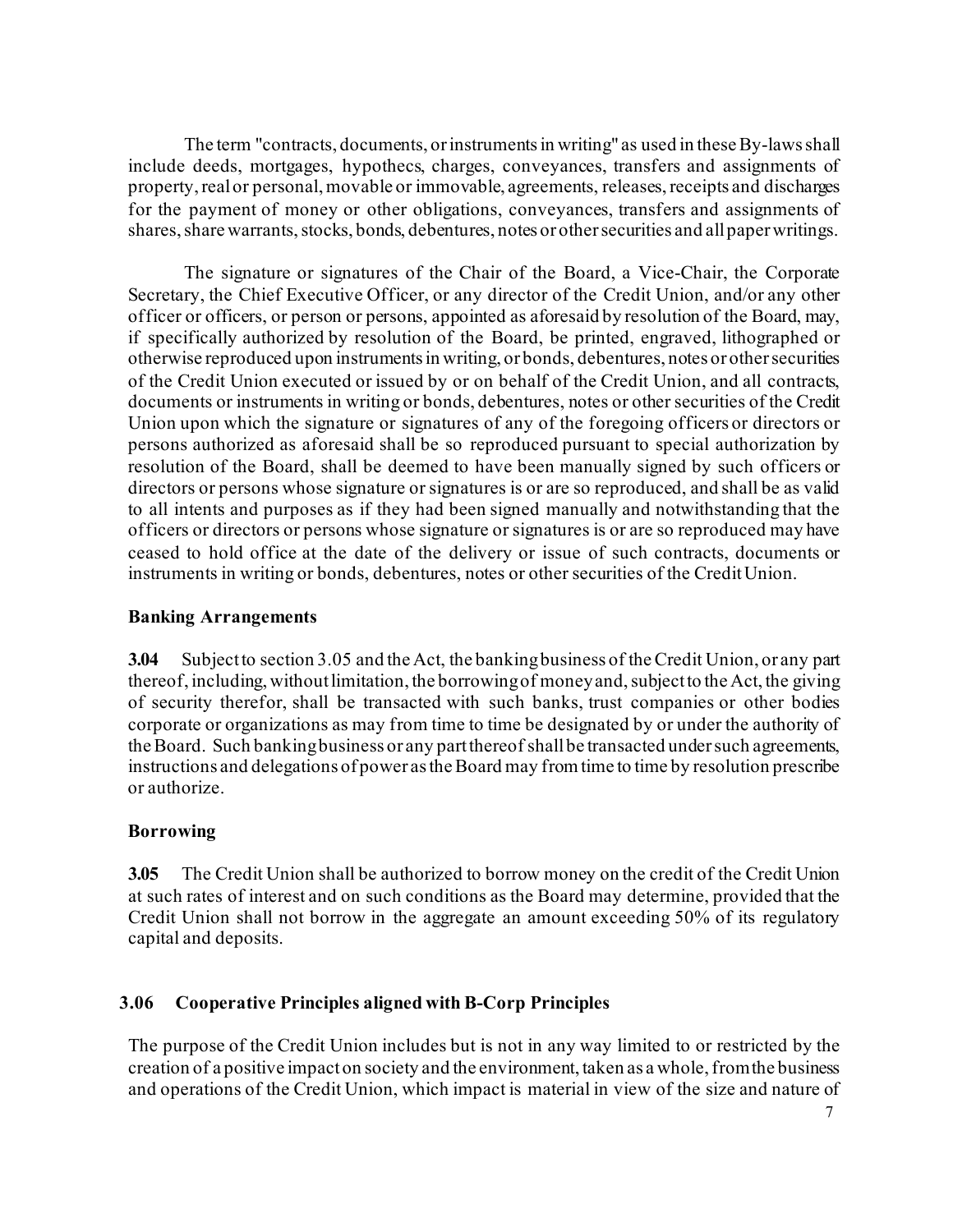The term "contracts, documents, or instruments in writing" as used in these By-laws shall include deeds, mortgages, hypothecs, charges, conveyances, transfers and assignments of property, real or personal, movable or immovable, agreements, releases, receipts and discharges for the payment of money or other obligations, conveyances, transfers and assignments of shares, share warrants, stocks, bonds, debentures, notes or other securities and all paper writings.

The signature or signatures of the Chair of the Board, a Vice-Chair, the Corporate Secretary, the Chief Executive Officer, or any director of the Credit Union, and/or any other officer or officers, or person or persons, appointed as aforesaid by resolution of the Board, may, if specifically authorized by resolution of the Board, be printed, engraved, lithographed or otherwise reproduced upon instruments in writing, or bonds, debentures, notes or other securities of the Credit Union executed or issued by or on behalf of the Credit Union, and all contracts, documents or instruments in writing or bonds, debentures, notes or other securities of the Credit Union upon which the signature or signatures of any of the foregoing officers or directors or persons authorized as aforesaid shall be so reproduced pursuant to special authorization by resolution of the Board, shall be deemed to have been manually signed by such officers or directors or persons whose signature or signatures is or are so reproduced, and shall be as valid to all intents and purposes as if they had been signed manually and notwithstanding that the officers or directors or persons whose signature or signatures is or are so reproduced may have ceased to hold office at the date of the delivery or issue of such contracts, documents or instruments in writing or bonds, debentures, notes or other securities of the Credit Union.

**Banking Arrangements**

**3.04** Subject to section 3.05 and the Act, the banking business of the Credit Union, or any part thereof, including, without limitation, the borrowing of money and, subject to the Act, the giving of security therefor, shall be transacted with such banks, trust companies or other bodies corporate or organizations as may from time to time be designated by or under the authority of the Board. Such banking business or any part thereof shall be transacted under such agreements, instructions and delegations of power as the Board may from time to time by resolution prescribe or authorize.

**Borrowing**

**3.05** The Credit Union shall be authorized to borrow money on the credit of the Credit Union at such rates of interest and on such conditions as the Board may determine, provided that the Credit Union shall not borrow in the aggregate an amount exceeding 50% of its regulatory capital and deposits.

**3.06 Cooperative Principles aligned with B-Corp Principles**

The purpose of the Credit Union includes but is not in any way limited to or restricted by the creation of a positive impact on society and the environment, taken as a whole, from the business and operations of the Credit Union, which impact is material in view of the size and nature of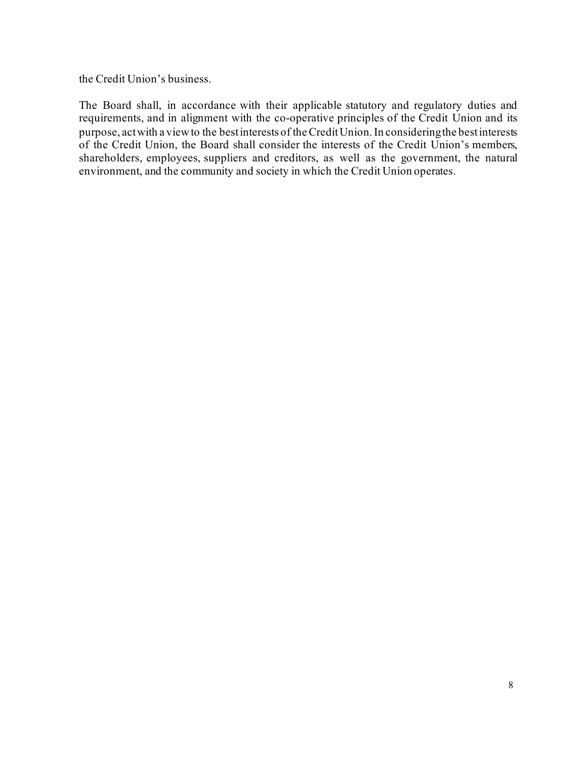the Credit Union's business.

The Board shall, in accordance with their applicable statutory and regulatory duties and requirements, and in alignment with the co-operative principles of the Credit Union and its purpose, act with a view to the best interests of the Credit Union. In considering the best interests of the Credit Union, the Board shall consider the interests of the Credit Union's members, shareholders, employees, suppliers and creditors, as well as the government, the natural environment, and the community and society in which the Credit Union operates.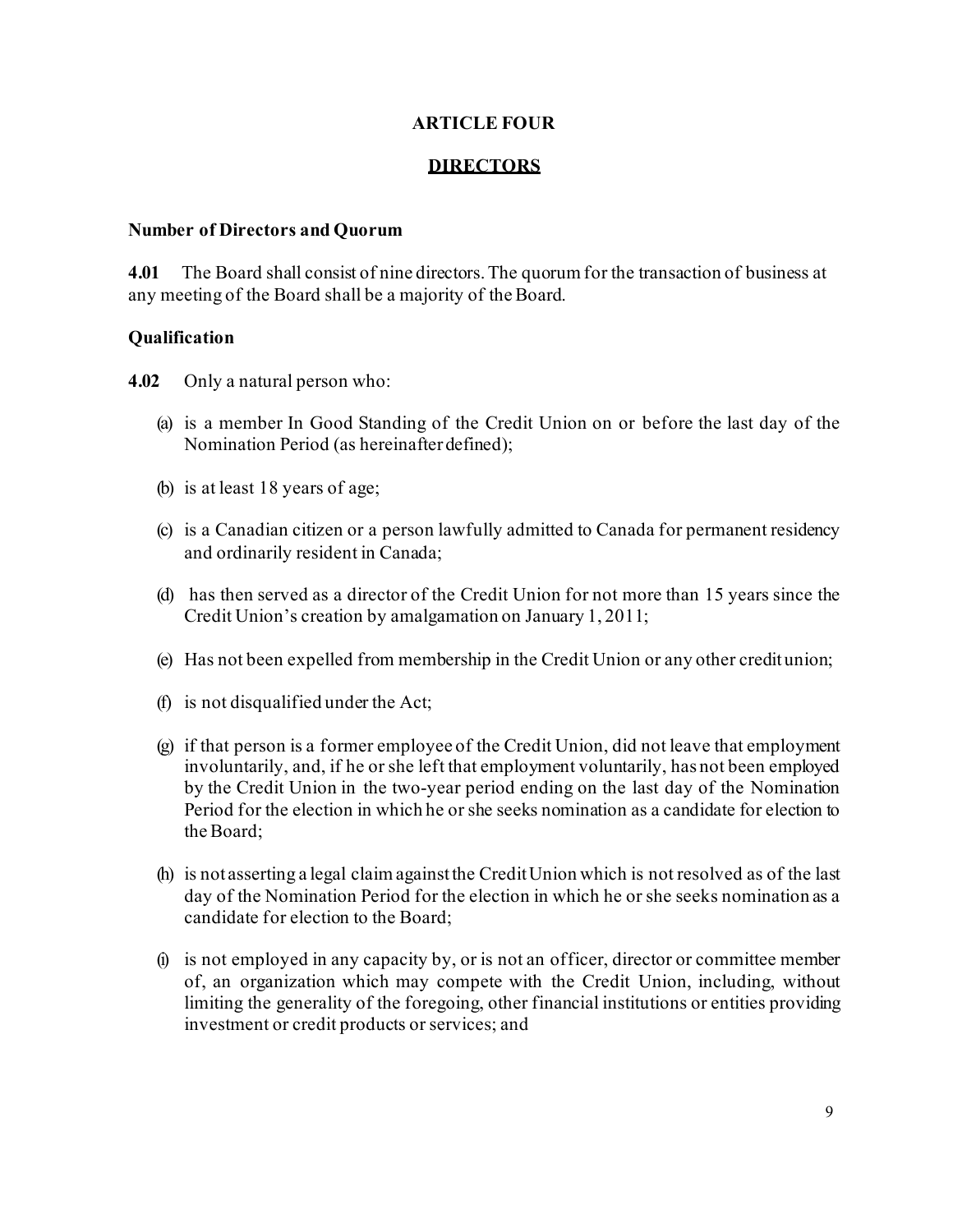## ARTICLE FOUR

## DIRECTORS

### Number of Directors and Quorum

**4.01** The Board shall consist of nine directors. The quorum for the transaction of business at any meeting of the Board shall be a majority of the Board.

### Qualification

**4.02** Only a natural person who:

(a) is a member In Good Standing of the Credit Union on or before the last day of the Nomination Period (as hereinafter defined);

(b) is at least 18 years of age;

(c) is a Canadian citizen or a person lawfully admitted to Canada for permanent residency and ordinarily resident in Canada;

(d) has then served as a director of the Credit Union for not more than 15 years since the Credit Union's creation by amalgamation on January 1, 2011;

(e) Has not been expelled from membership in the Credit Union or any other credit union;

(f) is not disqualified under the Act;

(g) if that person is a former employee of the Credit Union, did not leave that employment involuntarily, and, if he or she left that employment voluntarily, has not been employed by the Credit Union in the two-year period ending on the last day of the Nomination Period for the election in which he or she seeks nomination as a candidate for election to the Board;

(h) is not asserting a legal claim against the Credit Union which is not resolved as of the last day of the Nomination Period for the election in which he or she seeks nomination as a candidate for election to the Board;

(i) is not employed in any capacity by, or is not an officer, director or committee member of, an organization which may compete with the Credit Union, including, without limiting the generality of the foregoing, other financial institutions or entities providing investment or credit products or services; and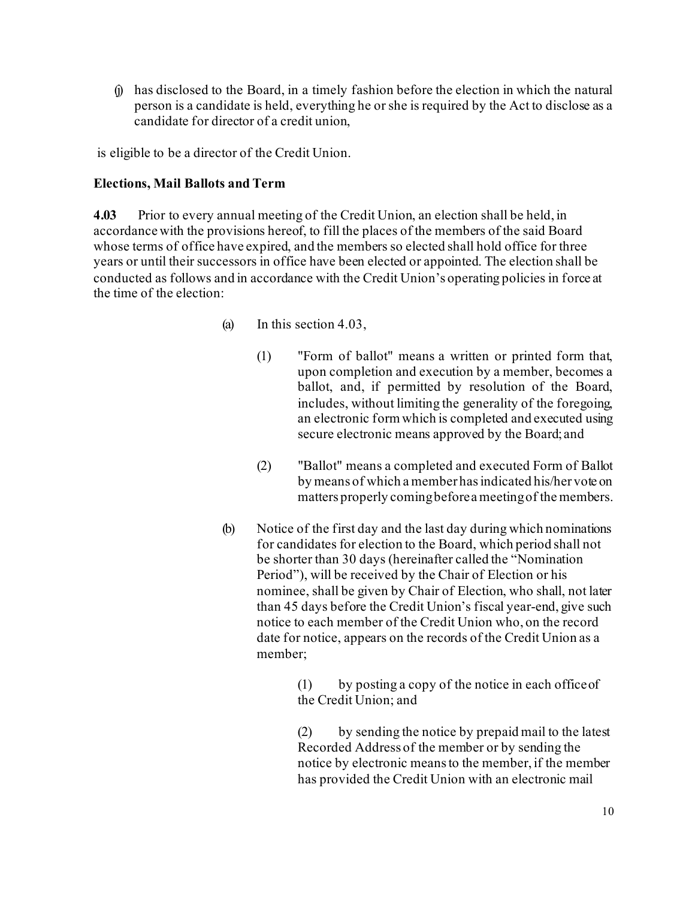(j) has disclosed to the Board, in a timely fashion before the election in which the natural person is a candidate is held, everything he or she is required by the Act to disclose as a candidate for director of a credit union,

is eligible to be a director of the Credit Union.

**Elections, Mail Ballots and Term**

**4.03** Prior to every annual meeting of the Credit Union, an election shall be held, in accordance with the provisions hereof, to fill the places of the members of the said Board whose terms of office have expired, and the members so elected shall hold office for three years or until their successors in office have been elected or appointed. The election shall be conducted as follows and in accordance with the Credit Union's operating policies in force at the time of the election:

(a) In this section 4.03,

(1) "Form of ballot" means a written or printed form that, upon completion and execution by a member, becomes a ballot, and, if permitted by resolution of the Board, includes, without limiting the generality of the foregoing, an electronic form which is completed and executed using secure electronic means approved by the Board; and

(2) "Ballot" means a completed and executed Form of Ballot by means of which a member has indicated his/her vote on matters properly coming before a meeting of the members.

(b) Notice of the first day and the last day during which nominations for candidates for election to the Board, which period shall not be shorter than 30 days (hereinafter called the "Nomination Period"), will be received by the Chair of Election or his nominee, shall be given by Chair of Election, who shall, not later than 45 days before the Credit Union's fiscal year-end, give such notice to each member of the Credit Union who, on the record date for notice, appears on the records of the Credit Union as a member;

(1) by posting a copy of the notice in each office of the Credit Union; and

(2) by sending the notice by prepaid mail to the latest Recorded Address of the member or by sending the notice by electronic means to the member, if the member has provided the Credit Union with an electronic mail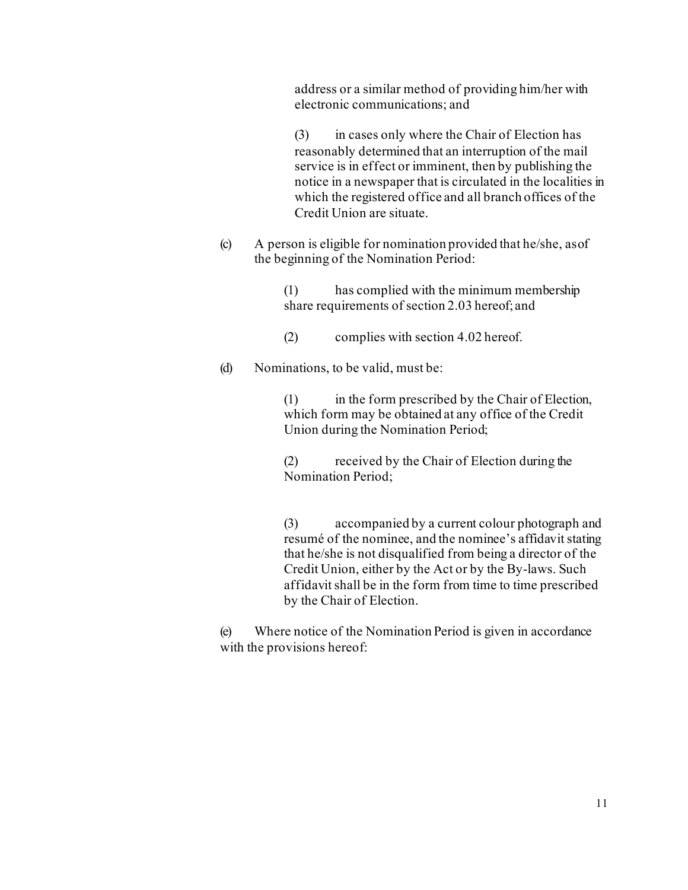address or a similar method of providing him/her with electronic communications; and

(3) in cases only where the Chair of Election has reasonably determined that an interruption of the mail service is in effect or imminent, then by publishing the notice in a newspaper that is circulated in the localities in which the registered office and all branch offices of the Credit Union are situate.

(c) A person is eligible for nomination provided that he/she, as of the beginning of the Nomination Period:

(1) has complied with the minimum membership share requirements of section 2.03 hereof; and

(2) complies with section 4.02 hereof.

(d) Nominations, to be valid, must be:

(1) in the form prescribed by the Chair of Election, which form may be obtained at any office of the Credit Union during the Nomination Period;

(2) received by the Chair of Election during the Nomination Period;

(3) accompanied by a current colour photograph and resumé of the nominee, and the nominee's affidavit stating that he/she is not disqualified from being a director of the Credit Union, either by the Act or by the By-laws. Such affidavit shall be in the form from time to time prescribed by the Chair of Election.

(e) Where notice of the Nomination Period is given in accordance with the provisions hereof: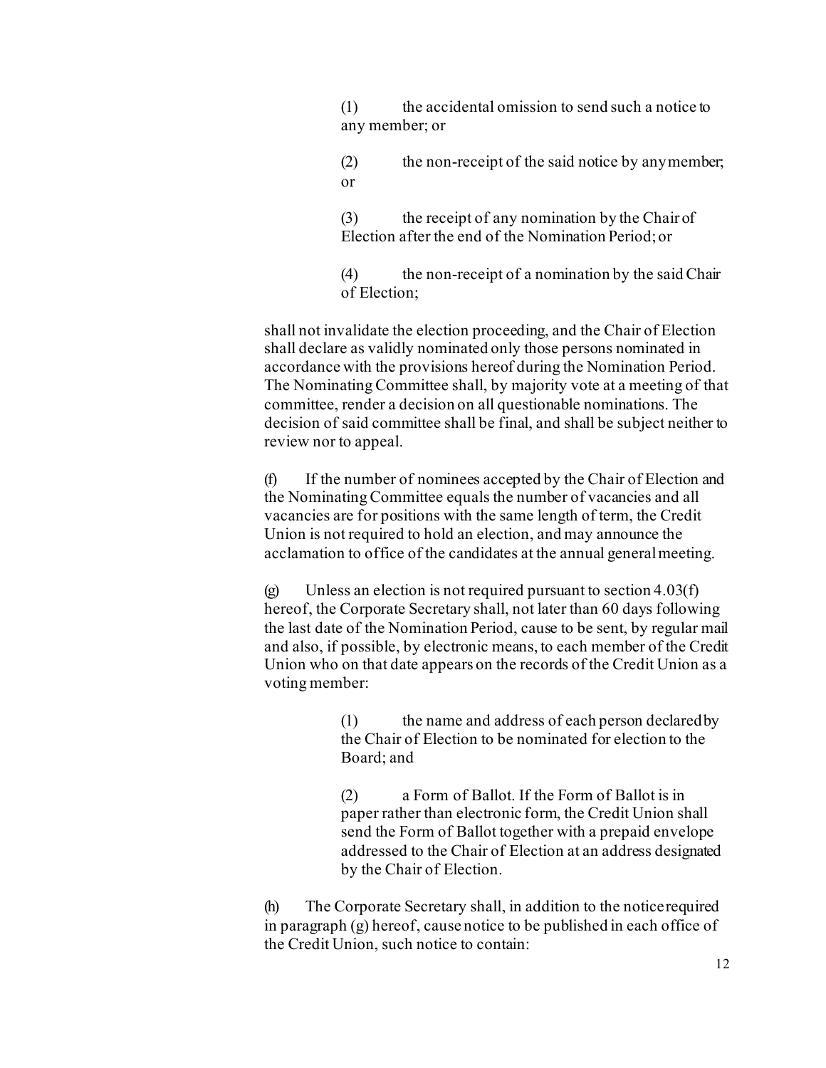(1) the accidental omission to send such a notice to any member; or

(2) the non-receipt of the said notice by any member; or

(3) the receipt of any nomination by the Chair of Election after the end of the Nomination Period; or

(4) the non-receipt of a nomination by the said Chair of Election;

shall not invalidate the election proceeding, and the Chair of Election shall declare as validly nominated only those persons nominated in accordance with the provisions hereof during the Nomination Period. The Nominating Committee shall, by majority vote at a meeting of that committee, render a decision on all questionable nominations. The decision of said committee shall be final, and shall be subject neither to review nor to appeal.

(f) If the number of nominees accepted by the Chair of Election and the Nominating Committee equals the number of vacancies and all vacancies are for positions with the same length of term, the Credit Union is not required to hold an election, and may announce the acclamation to office of the candidates at the annual general meeting.

(g) Unless an election is not required pursuant to section 4.03(f) hereof, the Corporate Secretary shall, not later than 60 days following the last date of the Nomination Period, cause to be sent, by regular mail and also, if possible, by electronic means, to each member of the Credit Union who on that date appears on the records of the Credit Union as a voting member:

(1) the name and address of each person declared by the Chair of Election to be nominated for election to the Board; and

(2) a Form of Ballot. If the Form of Ballot is in paper rather than electronic form, the Credit Union shall send the Form of Ballot together with a prepaid envelope addressed to the Chair of Election at an address designated by the Chair of Election.

(h) The Corporate Secretary shall, in addition to the notice required in paragraph (g) hereof, cause notice to be published in each office of the Credit Union, such notice to contain: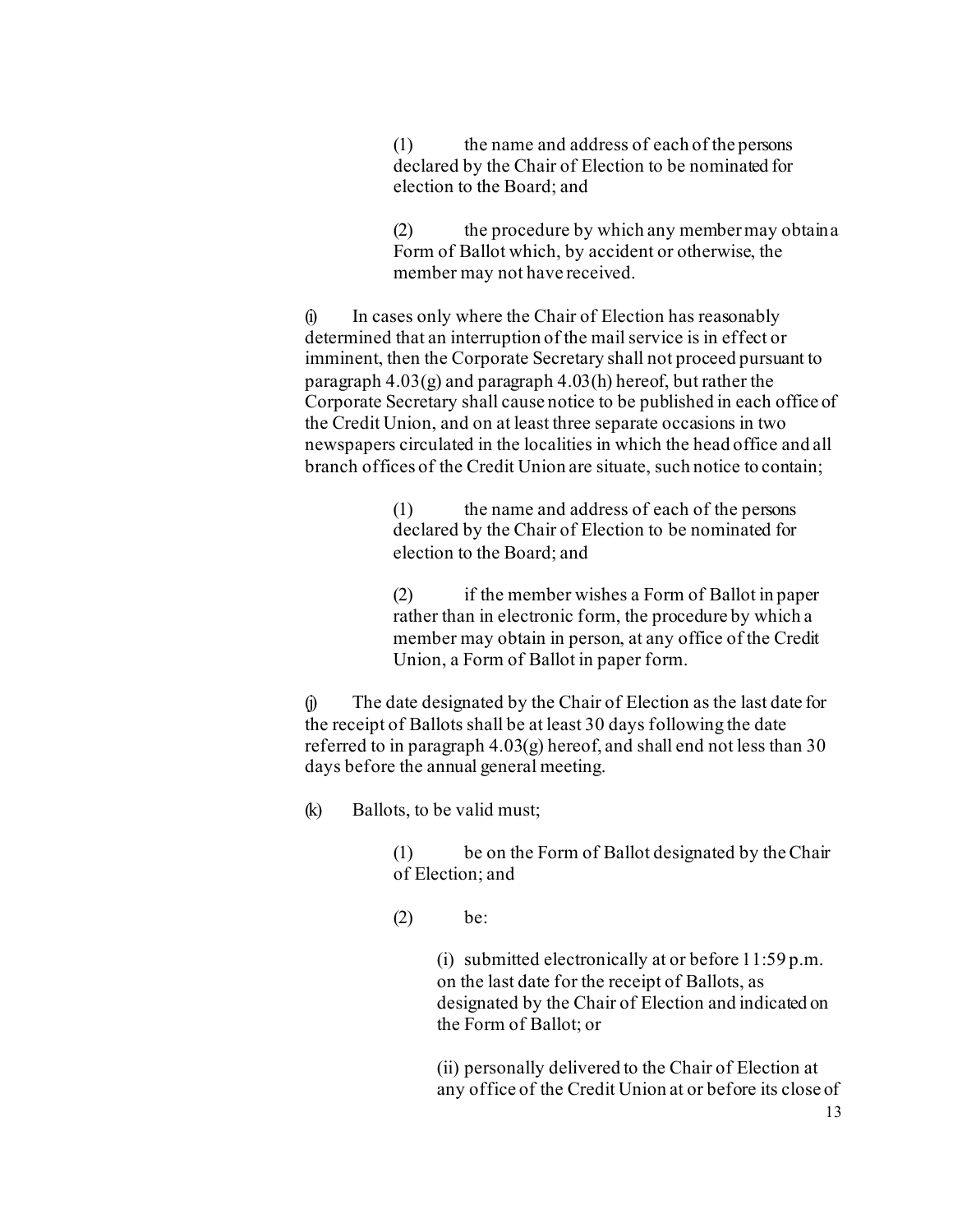(1) the name and address of each of the persons declared by the Chair of Election to be nominated for election to the Board; and

(2) the procedure by which any member may obtain a Form of Ballot which, by accident or otherwise, the member may not have received.

(i) In cases only where the Chair of Election has reasonably determined that an interruption of the mail service is in effect or imminent, then the Corporate Secretary shall not proceed pursuant to paragraph 4.03(g) and paragraph 4.03(h) hereof, but rather the Corporate Secretary shall cause notice to be published in each office of the Credit Union, and on at least three separate occasions in two newspapers circulated in the localities in which the head office and all branch offices of the Credit Union are situate, such notice to contain;

(1) the name and address of each of the persons declared by the Chair of Election to be nominated for election to the Board; and

(2) if the member wishes a Form of Ballot in paper rather than in electronic form, the procedure by which a member may obtain in person, at any office of the Credit Union, a Form of Ballot in paper form.

(j) The date designated by the Chair of Election as the last date for the receipt of Ballots shall be at least 30 days following the date referred to in paragraph 4.03(g) hereof, and shall end not less than 30 days before the annual general meeting.

(k) Ballots, to be valid must;

(1) be on the Form of Ballot designated by the Chair of Election; and

(2) be:

(i) submitted electronically at or before 11:59 p.m. on the last date for the receipt of Ballots, as designated by the Chair of Election and indicated on the Form of Ballot; or

(ii) personally delivered to the Chair of Election at any office of the Credit Union at or before its close of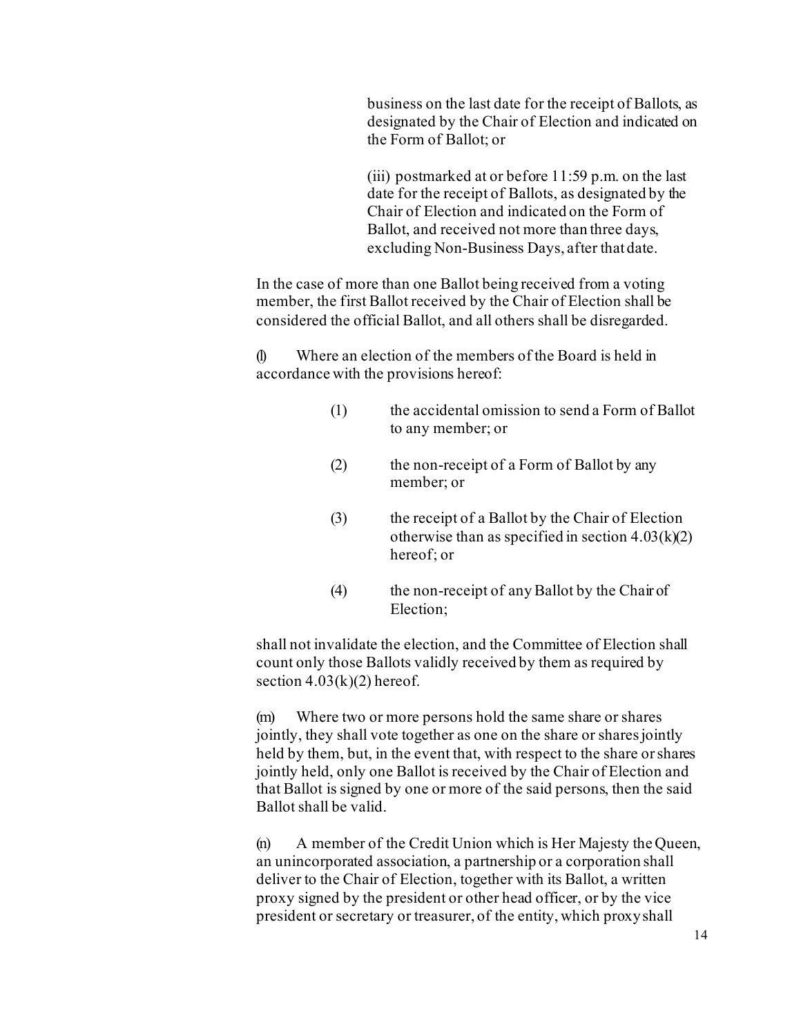business on the last date for the receipt of Ballots, as designated by the Chair of Election and indicated on the Form of Ballot; or

(iii) postmarked at or before 11:59 p.m. on the last date for the receipt of Ballots, as designated by the Chair of Election and indicated on the Form of Ballot, and received not more than three days, excluding Non-Business Days, after that date.

In the case of more than one Ballot being received from a voting member, the first Ballot received by the Chair of Election shall be considered the official Ballot, and all others shall be disregarded.

(l) Where an election of the members of the Board is held in accordance with the provisions hereof:

(1) the accidental omission to send a Form of Ballot to any member; or

(2) the non-receipt of a Form of Ballot by any member; or

(3) the receipt of a Ballot by the Chair of Election otherwise than as specified in section 4.03(k)(2) hereof; or

(4) the non-receipt of any Ballot by the Chair of Election;

shall not invalidate the election, and the Committee of Election shall count only those Ballots validly received by them as required by section 4.03(k)(2) hereof.

(m) Where two or more persons hold the same share or shares jointly, they shall vote together as one on the share or shares jointly held by them, but, in the event that, with respect to the share or shares jointly held, only one Ballot is received by the Chair of Election and that Ballot is signed by one or more of the said persons, then the said Ballot shall be valid.

(n) A member of the Credit Union which is Her Majesty the Queen, an unincorporated association, a partnership or a corporation shall deliver to the Chair of Election, together with its Ballot, a written proxy signed by the president or other head officer, or by the vice president or secretary or treasurer, of the entity, which proxy shall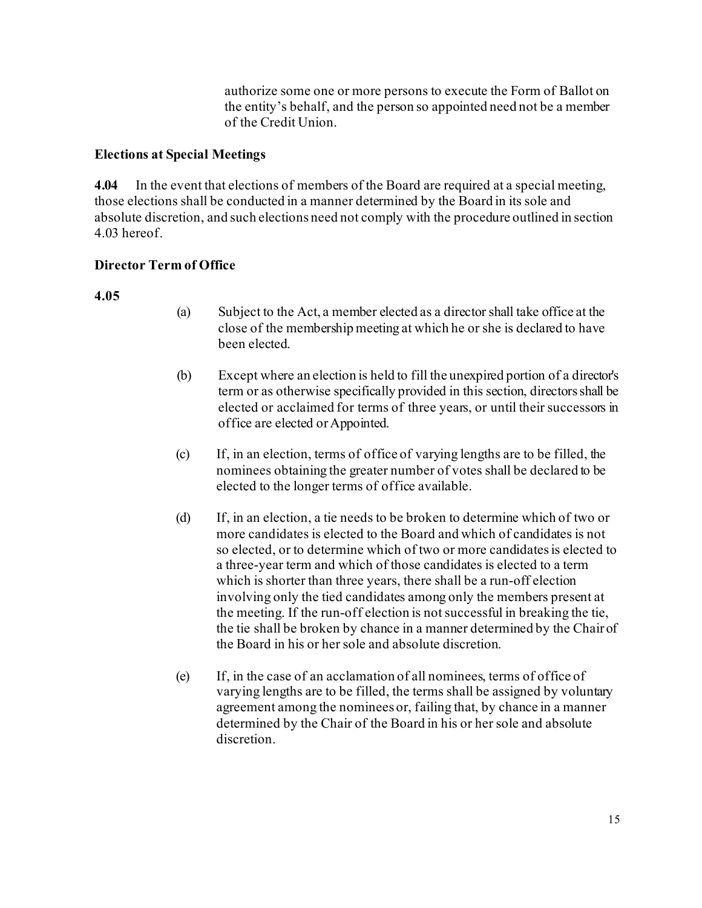authorize some one or more persons to execute the Form of Ballot on the entity's behalf, and the person so appointed need not be a member of the Credit Union.

**Elections at Special Meetings**

**4.04** In the event that elections of members of the Board are required at a special meeting, those elections shall be conducted in a manner determined by the Board in its sole and absolute discretion, and such elections need not comply with the procedure outlined in section 4.03 hereof.

**Director Term of Office**

**4.05**

(a) Subject to the Act, a member elected as a director shall take office at the close of the membership meeting at which he or she is declared to have been elected.

(b) Except where an election is held to fill the unexpired portion of a director's term or as otherwise specifically provided in this section, directors shall be elected or acclaimed for terms of three years, or until their successors in office are elected or Appointed.

(c) If, in an election, terms of office of varying lengths are to be filled, the nominees obtaining the greater number of votes shall be declared to be elected to the longer terms of office available.

(d) If, in an election, a tie needs to be broken to determine which of two or more candidates is elected to the Board and which of candidates is not so elected, or to determine which of two or more candidates is elected to a three-year term and which of those candidates is elected to a term which is shorter than three years, there shall be a run-off election involving only the tied candidates among only the members present at the meeting. If the run-off election is not successful in breaking the tie, the tie shall be broken by chance in a manner determined by the Chair of the Board in his or her sole and absolute discretion.

(e) If, in the case of an acclamation of all nominees, terms of office of varying lengths are to be filled, the terms shall be assigned by voluntary agreement among the nominees or, failing that, by chance in a manner determined by the Chair of the Board in his or her sole and absolute discretion.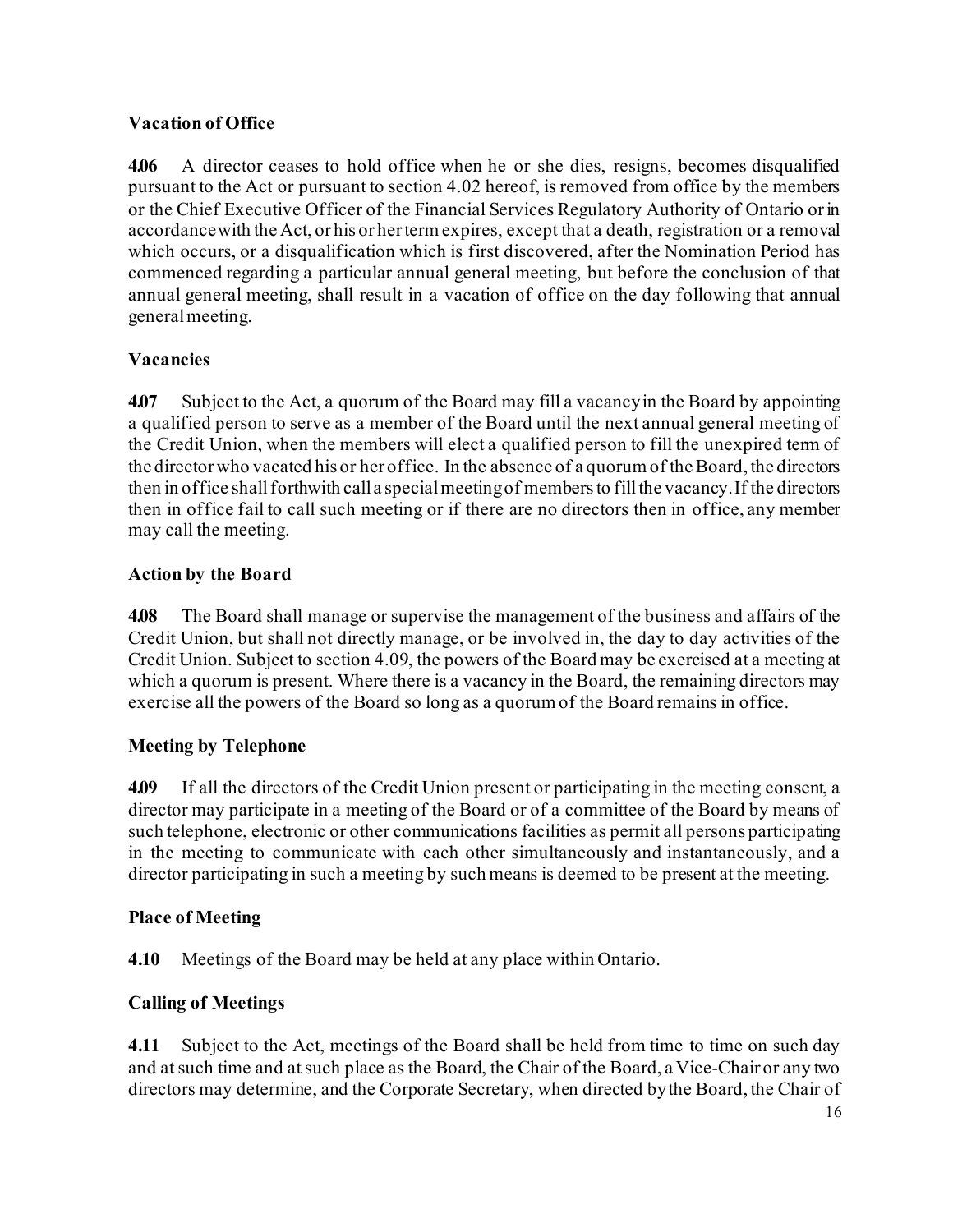**Vacation of Office**

**4.06** A director ceases to hold office when he or she dies, resigns, becomes disqualified pursuant to the Act or pursuant to section 4.02 hereof, is removed from office by the members or the Chief Executive Officer of the Financial Services Regulatory Authority of Ontario or in accordance with the Act, or his or her term expires, except that a death, registration or a removal which occurs, or a disqualification which is first discovered, after the Nomination Period has commenced regarding a particular annual general meeting, but before the conclusion of that annual general meeting, shall result in a vacation of office on the day following that annual general meeting.

**Vacancies**

**4.07** Subject to the Act, a quorum of the Board may fill a vacancy in the Board by appointing a qualified person to serve as a member of the Board until the next annual general meeting of the Credit Union, when the members will elect a qualified person to fill the unexpired term of the director who vacated his or her office. In the absence of a quorum of the Board, the directors then in office shall forthwith call a special meeting of members to fill the vacancy. If the directors then in office fail to call such meeting or if there are no directors then in office, any member may call the meeting.

**Action by the Board**

**4.08** The Board shall manage or supervise the management of the business and affairs of the Credit Union, but shall not directly manage, or be involved in, the day to day activities of the Credit Union. Subject to section 4.09, the powers of the Board may be exercised at a meeting at which a quorum is present. Where there is a vacancy in the Board, the remaining directors may exercise all the powers of the Board so long as a quorum of the Board remains in office.

**Meeting by Telephone**

**4.09** If all the directors of the Credit Union present or participating in the meeting consent, a director may participate in a meeting of the Board or of a committee of the Board by means of such telephone, electronic or other communications facilities as permit all persons participating in the meeting to communicate with each other simultaneously and instantaneously, and a director participating in such a meeting by such means is deemed to be present at the meeting.

**Place of Meeting**

**4.10** Meetings of the Board may be held at any place within Ontario.

**Calling of Meetings**

**4.11** Subject to the Act, meetings of the Board shall be held from time to time on such day and at such time and at such place as the Board, the Chair of the Board, a Vice-Chair or any two directors may determine, and the Corporate Secretary, when directed by the Board, the Chair of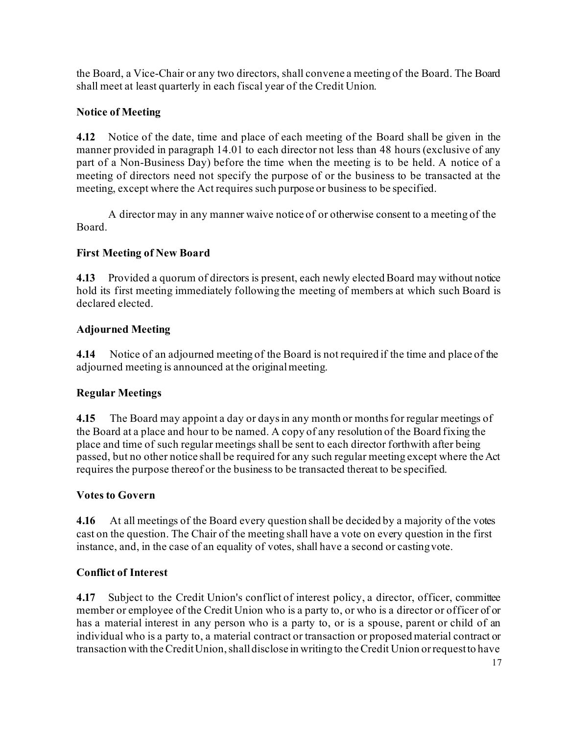the Board, a Vice-Chair or any two directors, shall convene a meeting of the Board. The Board shall meet at least quarterly in each fiscal year of the Credit Union.

**Notice of Meeting**

**4.12** Notice of the date, time and place of each meeting of the Board shall be given in the manner provided in paragraph 14.01 to each director not less than 48 hours (exclusive of any part of a Non-Business Day) before the time when the meeting is to be held. A notice of a meeting of directors need not specify the purpose of or the business to be transacted at the meeting, except where the Act requires such purpose or business to be specified.

A director may in any manner waive notice of or otherwise consent to a meeting of the Board.

**First Meeting of New Board**

**4.13** Provided a quorum of directors is present, each newly elected Board may without notice hold its first meeting immediately following the meeting of members at which such Board is declared elected.

**Adjourned Meeting**

**4.14** Notice of an adjourned meeting of the Board is not required if the time and place of the adjourned meeting is announced at the original meeting.

**Regular Meetings**

**4.15** The Board may appoint a day or days in any month or months for regular meetings of the Board at a place and hour to be named. A copy of any resolution of the Board fixing the place and time of such regular meetings shall be sent to each director forthwith after being passed, but no other notice shall be required for any such regular meeting except where the Act requires the purpose thereof or the business to be transacted thereat to be specified.

**Votes to Govern**

**4.16** At all meetings of the Board every question shall be decided by a majority of the votes cast on the question. The Chair of the meeting shall have a vote on every question in the first instance, and, in the case of an equality of votes, shall have a second or casting vote.

**Conflict of Interest**

**4.17** Subject to the Credit Union's conflict of interest policy, a director, officer, committee member or employee of the Credit Union who is a party to, or who is a director or officer of or has a material interest in any person who is a party to, or is a spouse, parent or child of an individual who is a party to, a material contract or transaction or proposed material contract or transaction with the Credit Union, shall disclose in writing to the Credit Union or request to have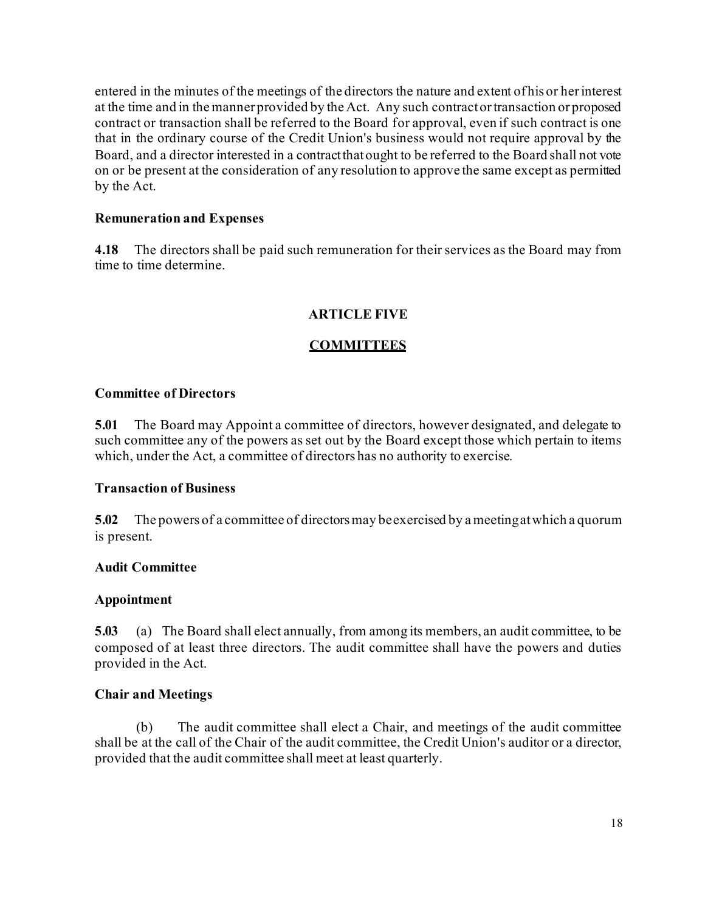entered in the minutes of the meetings of the directors the nature and extent of his or her interest at the time and in the manner provided by the Act. Any such contract or transaction or proposed contract or transaction shall be referred to the Board for approval, even if such contract is one that in the ordinary course of the Credit Union's business would not require approval by the Board, and a director interested in a contract that ought to be referred to the Board shall not vote on or be present at the consideration of any resolution to approve the same except as permitted by the Act.

**Remuneration and Expenses**

**4.18** The directors shall be paid such remuneration for their services as the Board may from time to time determine.

## ARTICLE FIVE

## COMMITTEES

**Committee of Directors**

**5.01** The Board may Appoint a committee of directors, however designated, and delegate to such committee any of the powers as set out by the Board except those which pertain to items which, under the Act, a committee of directors has no authority to exercise.

**Transaction of Business**

**5.02** The powers of a committee of directors may be exercised by a meeting at which a quorum is present.

**Audit Committee**

**Appointment**

**5.03** (a) The Board shall elect annually, from among its members, an audit committee, to be composed of at least three directors. The audit committee shall have the powers and duties provided in the Act.

**Chair and Meetings**

(b) The audit committee shall elect a Chair, and meetings of the audit committee shall be at the call of the Chair of the audit committee, the Credit Union's auditor or a director, provided that the audit committee shall meet at least quarterly.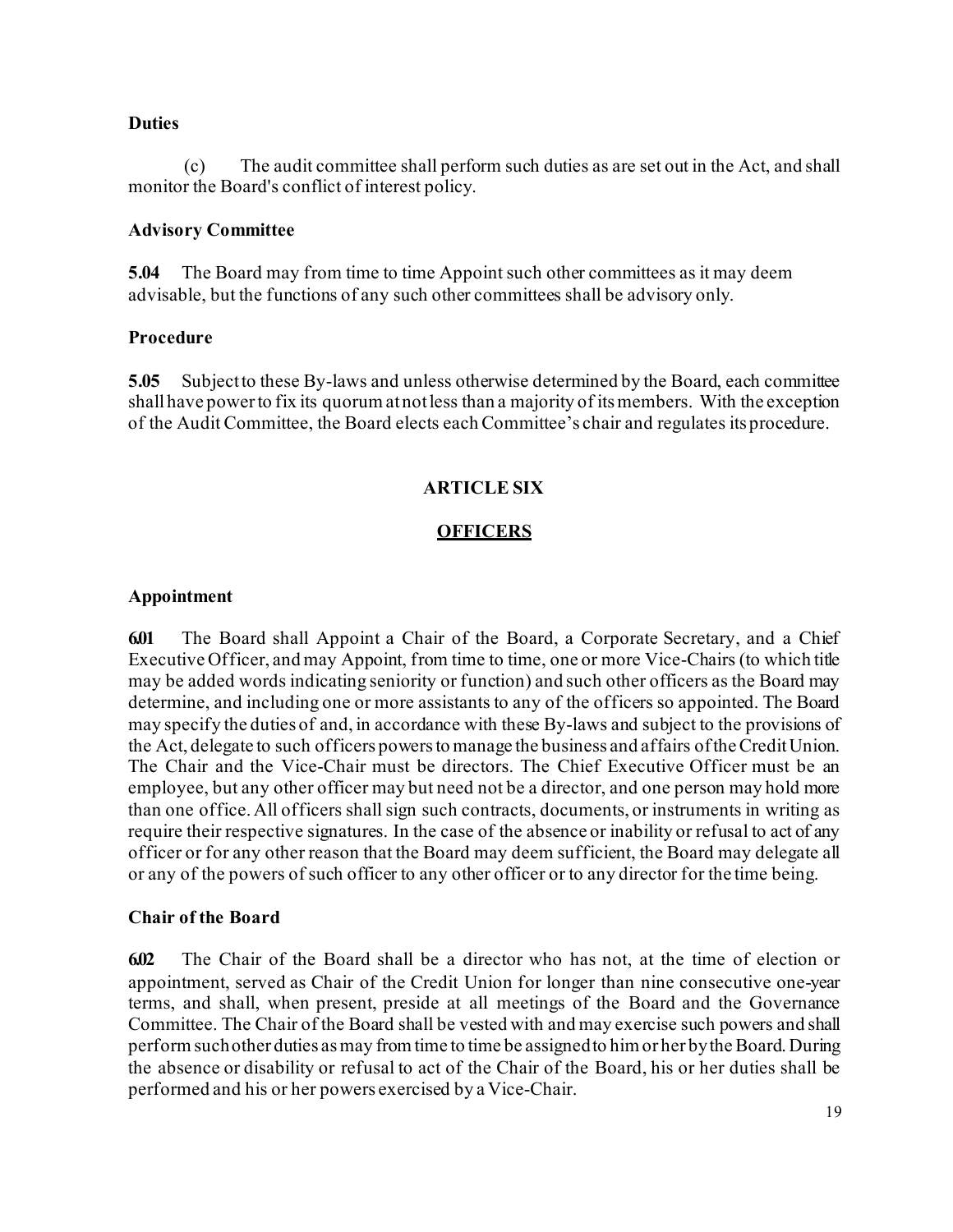**Duties**

(c) The audit committee shall perform such duties as are set out in the Act, and shall monitor the Board's conflict of interest policy.

**Advisory Committee**

**5.04** The Board may from time to time Appoint such other committees as it may deem advisable, but the functions of any such other committees shall be advisory only.

**Procedure**

**5.05** Subject to these By-laws and unless otherwise determined by the Board, each committee shall have power to fix its quorum at not less than a majority of its members. With the exception of the Audit Committee, the Board elects each Committee's chair and regulates its procedure.

## ARTICLE SIX

## OFFICERS

**Appointment**

**6.01** The Board shall Appoint a Chair of the Board, a Corporate Secretary, and a Chief Executive Officer, and may Appoint, from time to time, one or more Vice-Chairs (to which title may be added words indicating seniority or function) and such other officers as the Board may determine, and including one or more assistants to any of the officers so appointed. The Board may specify the duties of and, in accordance with these By-laws and subject to the provisions of the Act, delegate to such officers powers to manage the business and affairs of the Credit Union. The Chair and the Vice-Chair must be directors. The Chief Executive Officer must be an employee, but any other officer may but need not be a director, and one person may hold more than one office. All officers shall sign such contracts, documents, or instruments in writing as require their respective signatures. In the case of the absence or inability or refusal to act of any officer or for any other reason that the Board may deem sufficient, the Board may delegate all or any of the powers of such officer to any other officer or to any director for the time being.

**Chair of the Board**

**6.02** The Chair of the Board shall be a director who has not, at the time of election or appointment, served as Chair of the Credit Union for longer than nine consecutive one-year terms, and shall, when present, preside at all meetings of the Board and the Governance Committee. The Chair of the Board shall be vested with and may exercise such powers and shall perform such other duties as may from time to time be assigned to him or her by the Board. During the absence or disability or refusal to act of the Chair of the Board, his or her duties shall be performed and his or her powers exercised by a Vice-Chair.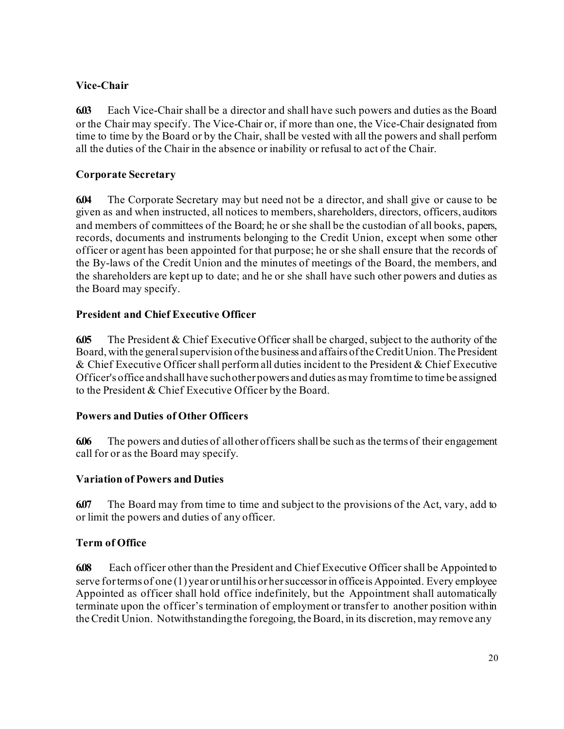**Vice-Chair**

**6.03** Each Vice-Chair shall be a director and shall have such powers and duties as the Board or the Chair may specify. The Vice-Chair or, if more than one, the Vice-Chair designated from time to time by the Board or by the Chair, shall be vested with all the powers and shall perform all the duties of the Chair in the absence or inability or refusal to act of the Chair.

**Corporate Secretary**

**6.04** The Corporate Secretary may but need not be a director, and shall give or cause to be given as and when instructed, all notices to members, shareholders, directors, officers, auditors and members of committees of the Board; he or she shall be the custodian of all books, papers, records, documents and instruments belonging to the Credit Union, except when some other officer or agent has been appointed for that purpose; he or she shall ensure that the records of the By-laws of the Credit Union and the minutes of meetings of the Board, the members, and the shareholders are kept up to date; and he or she shall have such other powers and duties as the Board may specify.

**President and Chief Executive Officer**

**6.05** The President & Chief Executive Officer shall be charged, subject to the authority of the Board, with the general supervision of the business and affairs of the Credit Union. The President & Chief Executive Officer shall perform all duties incident to the President & Chief Executive Officer's office and shall have such other powers and duties as may from time to time be assigned to the President & Chief Executive Officer by the Board.

**Powers and Duties of Other Officers**

**6.06** The powers and duties of all other officers shall be such as the terms of their engagement call for or as the Board may specify.

**Variation of Powers and Duties**

**6.07** The Board may from time to time and subject to the provisions of the Act, vary, add to or limit the powers and duties of any officer.

**Term of Office**

**6.08** Each officer other than the President and Chief Executive Officer shall be Appointed to serve for terms of one (1) year or until his or her successor in office is Appointed. Every employee Appointed as officer shall hold office indefinitely, but the Appointment shall automatically terminate upon the officer's termination of employment or transfer to another position within the Credit Union. Notwithstanding the foregoing, the Board, in its discretion, may remove any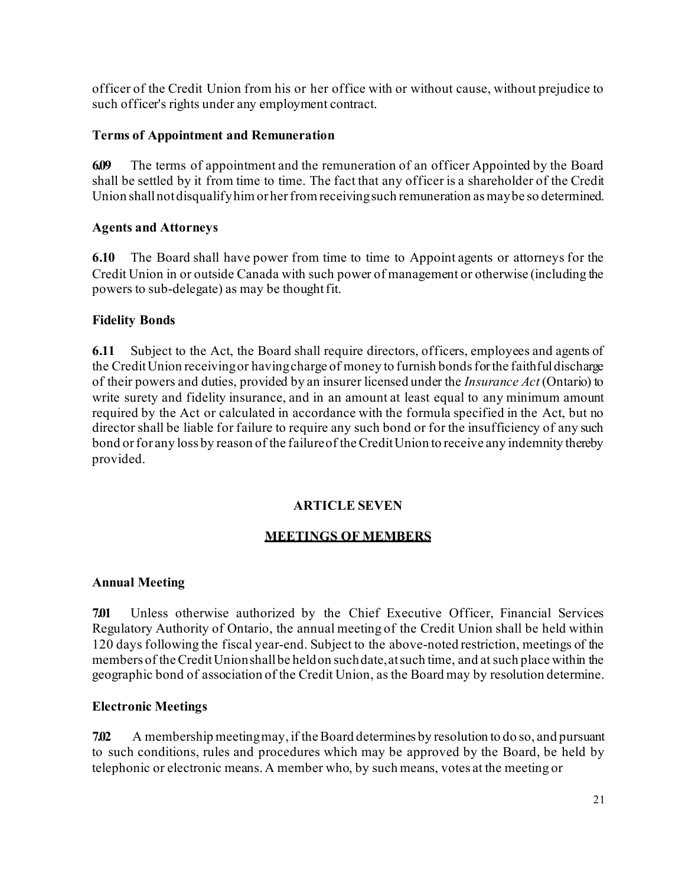officer of the Credit Union from his or her office with or without cause, without prejudice to such officer's rights under any employment contract.

**Terms of Appointment and Remuneration**

**6.09** The terms of appointment and the remuneration of an officer Appointed by the Board shall be settled by it from time to time. The fact that any officer is a shareholder of the Credit Union shall not disqualify him or her from receiving such remuneration as may be so determined.

**Agents and Attorneys**

**6.10** The Board shall have power from time to time to Appoint agents or attorneys for the Credit Union in or outside Canada with such power of management or otherwise (including the powers to sub-delegate) as may be thought fit.

**Fidelity Bonds**

**6.11** Subject to the Act, the Board shall require directors, officers, employees and agents of the Credit Union receiving or having charge of money to furnish bonds for the faithful discharge of their powers and duties, provided by an insurer licensed under the *Insurance Act* (Ontario) to write surety and fidelity insurance, and in an amount at least equal to any minimum amount required by the Act or calculated in accordance with the formula specified in the Act, but no director shall be liable for failure to require any such bond or for the insufficiency of any such bond or for any loss by reason of the failure of the Credit Union to receive any indemnity thereby provided.

## ARTICLE SEVEN

## MEETINGS OF MEMBERS

**Annual Meeting**

**7.01** Unless otherwise authorized by the Chief Executive Officer, Financial Services Regulatory Authority of Ontario, the annual meeting of the Credit Union shall be held within 120 days following the fiscal year-end. Subject to the above-noted restriction, meetings of the members of the Credit Union shall be held on such date, at such time, and at such place within the geographic bond of association of the Credit Union, as the Board may by resolution determine.

**Electronic Meetings**

**7.02** A membership meeting may, if the Board determines by resolution to do so, and pursuant to such conditions, rules and procedures which may be approved by the Board, be held by telephonic or electronic means. A member who, by such means, votes at the meeting or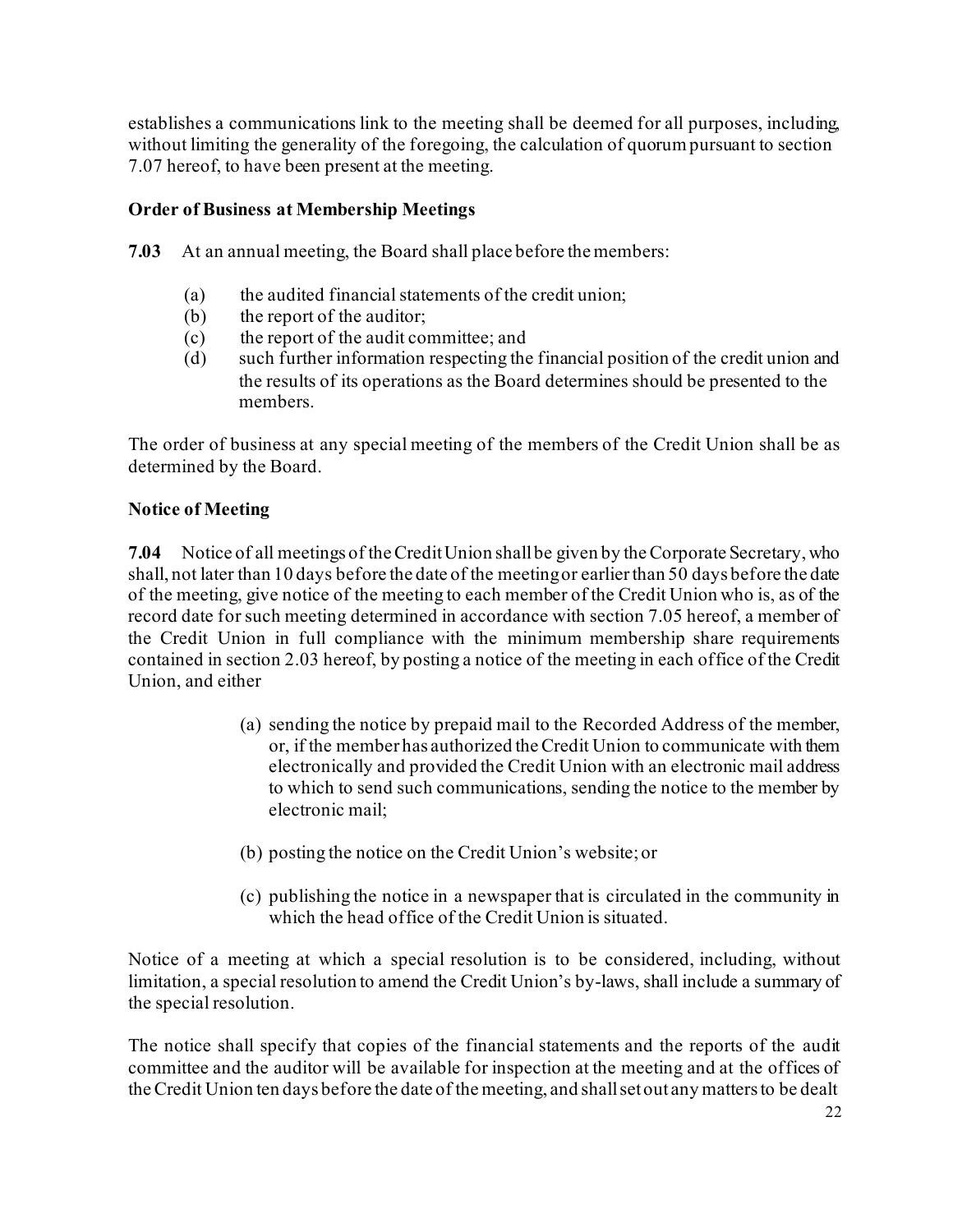establishes a communications link to the meeting shall be deemed for all purposes, including, without limiting the generality of the foregoing, the calculation of quorum pursuant to section 7.07 hereof, to have been present at the meeting.

**Order of Business at Membership Meetings**

**7.03** At an annual meeting, the Board shall place before the members:

(a) the audited financial statements of the credit union;
(b) the report of the auditor;
(c) the report of the audit committee; and
(d) such further information respecting the financial position of the credit union and the results of its operations as the Board determines should be presented to the members.

The order of business at any special meeting of the members of the Credit Union shall be as determined by the Board.

**Notice of Meeting**

**7.04** Notice of all meetings of the Credit Union shall be given by the Corporate Secretary, who shall, not later than 10 days before the date of the meeting or earlier than 50 days before the date of the meeting, give notice of the meeting to each member of the Credit Union who is, as of the record date for such meeting determined in accordance with section 7.05 hereof, a member of the Credit Union in full compliance with the minimum membership share requirements contained in section 2.03 hereof, by posting a notice of the meeting in each office of the Credit Union, and either

(a) sending the notice by prepaid mail to the Recorded Address of the member, or, if the member has authorized the Credit Union to communicate with them electronically and provided the Credit Union with an electronic mail address to which to send such communications, sending the notice to the member by electronic mail;

(b) posting the notice on the Credit Union's website; or

(c) publishing the notice in a newspaper that is circulated in the community in which the head office of the Credit Union is situated.

Notice of a meeting at which a special resolution is to be considered, including, without limitation, a special resolution to amend the Credit Union's by-laws, shall include a summary of the special resolution.

The notice shall specify that copies of the financial statements and the reports of the audit committee and the auditor will be available for inspection at the meeting and at the offices of the Credit Union ten days before the date of the meeting, and shall set out any matters to be dealt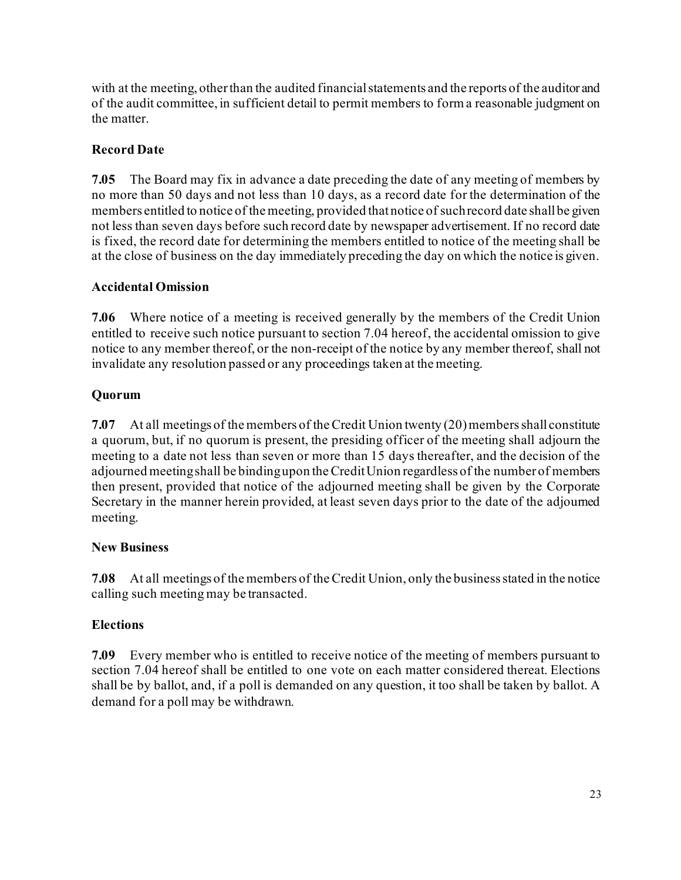with at the meeting, other than the audited financial statements and the reports of the auditor and of the audit committee, in sufficient detail to permit members to form a reasonable judgment on the matter.

**Record Date**

**7.05** The Board may fix in advance a date preceding the date of any meeting of members by no more than 50 days and not less than 10 days, as a record date for the determination of the members entitled to notice of the meeting, provided that notice of such record date shall be given not less than seven days before such record date by newspaper advertisement. If no record date is fixed, the record date for determining the members entitled to notice of the meeting shall be at the close of business on the day immediately preceding the day on which the notice is given.

**Accidental Omission**

**7.06** Where notice of a meeting is received generally by the members of the Credit Union entitled to receive such notice pursuant to section 7.04 hereof, the accidental omission to give notice to any member thereof, or the non-receipt of the notice by any member thereof, shall not invalidate any resolution passed or any proceedings taken at the meeting.

**Quorum**

**7.07** At all meetings of the members of the Credit Union twenty (20) members shall constitute a quorum, but, if no quorum is present, the presiding officer of the meeting shall adjourn the meeting to a date not less than seven or more than 15 days thereafter, and the decision of the adjourned meeting shall be binding upon the Credit Union regardless of the number of members then present, provided that notice of the adjourned meeting shall be given by the Corporate Secretary in the manner herein provided, at least seven days prior to the date of the adjourned meeting.

**New Business**

**7.08** At all meetings of the members of the Credit Union, only the business stated in the notice calling such meeting may be transacted.

**Elections**

**7.09** Every member who is entitled to receive notice of the meeting of members pursuant to section 7.04 hereof shall be entitled to one vote on each matter considered thereat. Elections shall be by ballot, and, if a poll is demanded on any question, it too shall be taken by ballot. A demand for a poll may be withdrawn.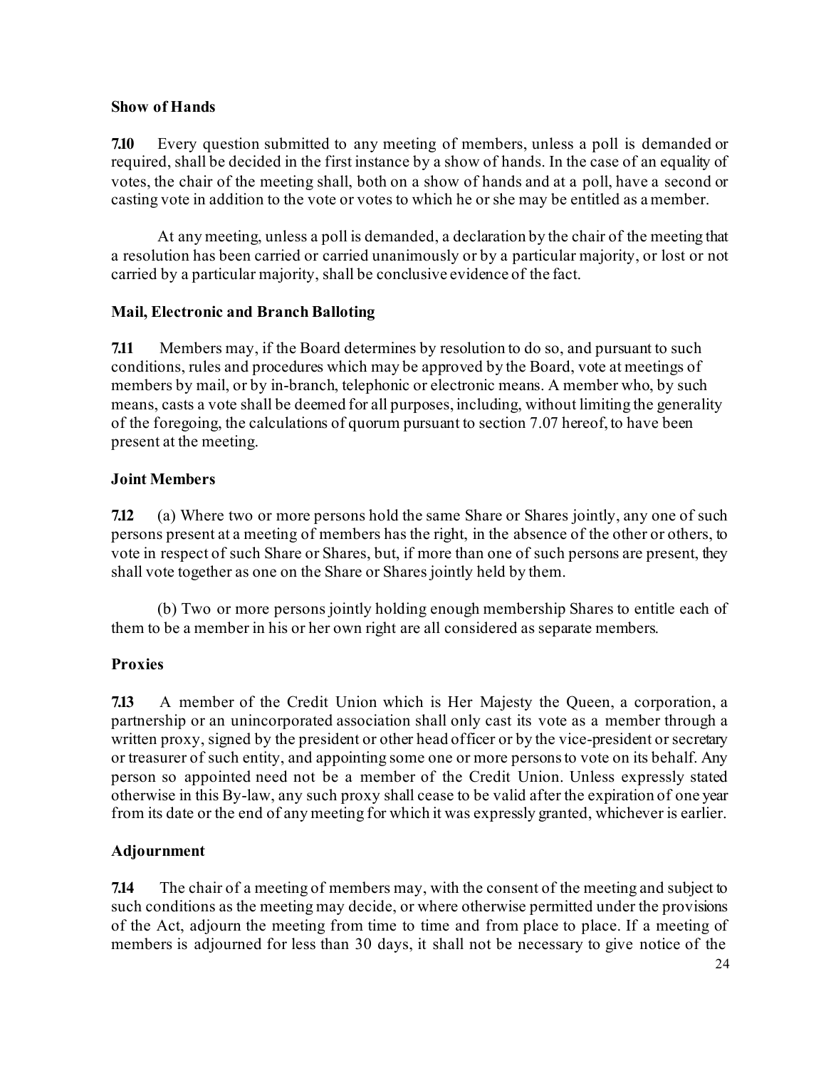**Show of Hands**

**7.10** Every question submitted to any meeting of members, unless a poll is demanded or required, shall be decided in the first instance by a show of hands. In the case of an equality of votes, the chair of the meeting shall, both on a show of hands and at a poll, have a second or casting vote in addition to the vote or votes to which he or she may be entitled as a member.

At any meeting, unless a poll is demanded, a declaration by the chair of the meeting that a resolution has been carried or carried unanimously or by a particular majority, or lost or not carried by a particular majority, shall be conclusive evidence of the fact.

**Mail, Electronic and Branch Balloting**

**7.11** Members may, if the Board determines by resolution to do so, and pursuant to such conditions, rules and procedures which may be approved by the Board, vote at meetings of members by mail, or by in-branch, telephonic or electronic means. A member who, by such means, casts a vote shall be deemed for all purposes, including, without limiting the generality of the foregoing, the calculations of quorum pursuant to section 7.07 hereof, to have been present at the meeting.

**Joint Members**

**7.12** (a) Where two or more persons hold the same Share or Shares jointly, any one of such persons present at a meeting of members has the right, in the absence of the other or others, to vote in respect of such Share or Shares, but, if more than one of such persons are present, they shall vote together as one on the Share or Shares jointly held by them.

(b) Two or more persons jointly holding enough membership Shares to entitle each of them to be a member in his or her own right are all considered as separate members.

**Proxies**

**7.13** A member of the Credit Union which is Her Majesty the Queen, a corporation, a partnership or an unincorporated association shall only cast its vote as a member through a written proxy, signed by the president or other head officer or by the vice-president or secretary or treasurer of such entity, and appointing some one or more persons to vote on its behalf. Any person so appointed need not be a member of the Credit Union. Unless expressly stated otherwise in this By-law, any such proxy shall cease to be valid after the expiration of one year from its date or the end of any meeting for which it was expressly granted, whichever is earlier.

**Adjournment**

**7.14** The chair of a meeting of members may, with the consent of the meeting and subject to such conditions as the meeting may decide, or where otherwise permitted under the provisions of the Act, adjourn the meeting from time to time and from place to place. If a meeting of members is adjourned for less than 30 days, it shall not be necessary to give notice of the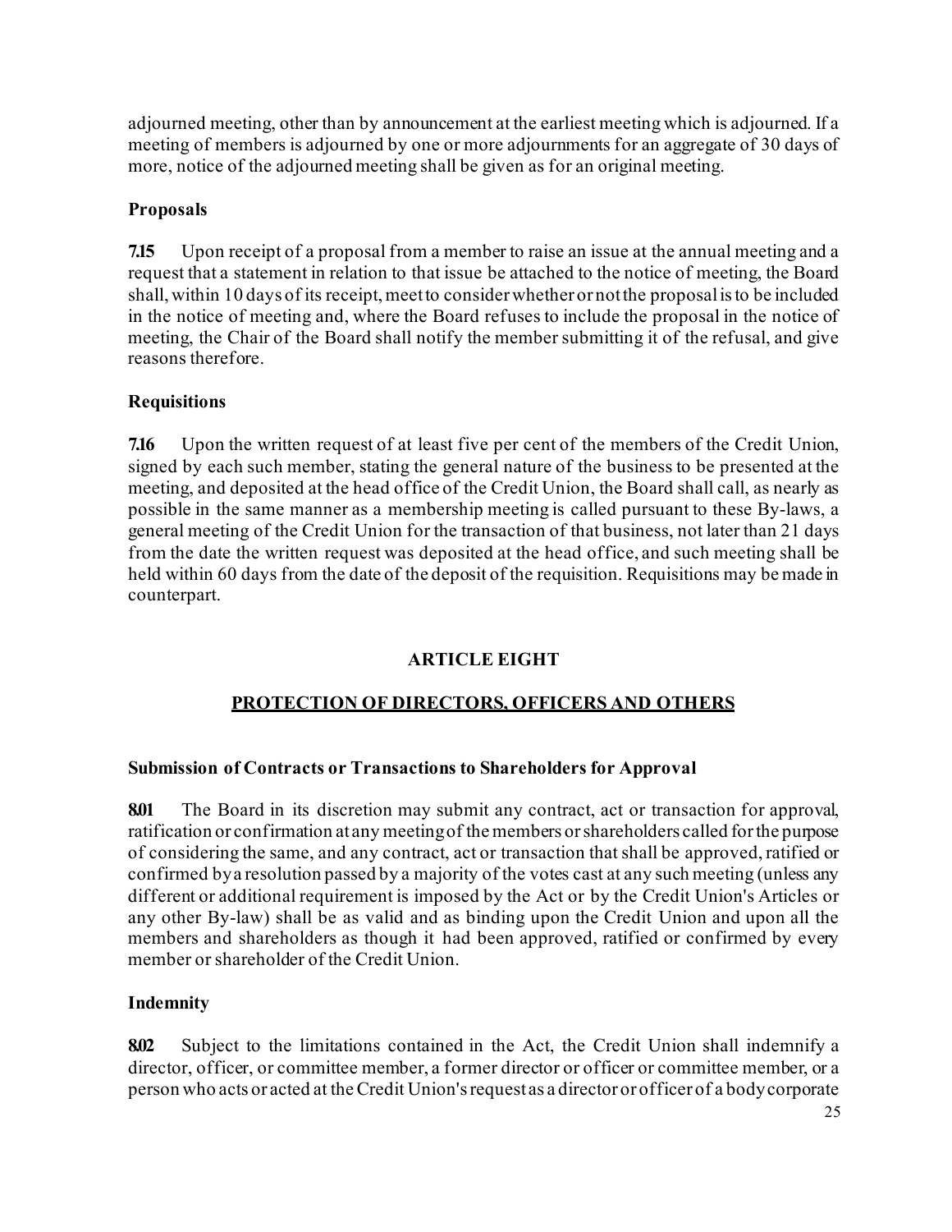adjourned meeting, other than by announcement at the earliest meeting which is adjourned. If a meeting of members is adjourned by one or more adjournments for an aggregate of 30 days of more, notice of the adjourned meeting shall be given as for an original meeting.

### Proposals

**7.15** Upon receipt of a proposal from a member to raise an issue at the annual meeting and a request that a statement in relation to that issue be attached to the notice of meeting, the Board shall, within 10 days of its receipt, meet to consider whether or not the proposal is to be included in the notice of meeting and, where the Board refuses to include the proposal in the notice of meeting, the Chair of the Board shall notify the member submitting it of the refusal, and give reasons therefore.

### Requisitions

**7.16** Upon the written request of at least five per cent of the members of the Credit Union, signed by each such member, stating the general nature of the business to be presented at the meeting, and deposited at the head office of the Credit Union, the Board shall call, as nearly as possible in the same manner as a membership meeting is called pursuant to these By-laws, a general meeting of the Credit Union for the transaction of that business, not later than 21 days from the date the written request was deposited at the head office, and such meeting shall be held within 60 days from the date of the deposit of the requisition. Requisitions may be made in counterpart.

## ARTICLE EIGHT

## PROTECTION OF DIRECTORS, OFFICERS AND OTHERS

### Submission of Contracts or Transactions to Shareholders for Approval

**8.01** The Board in its discretion may submit any contract, act or transaction for approval, ratification or confirmation at any meeting of the members or shareholders called for the purpose of considering the same, and any contract, act or transaction that shall be approved, ratified or confirmed by a resolution passed by a majority of the votes cast at any such meeting (unless any different or additional requirement is imposed by the Act or by the Credit Union's Articles or any other By-law) shall be as valid and as binding upon the Credit Union and upon all the members and shareholders as though it had been approved, ratified or confirmed by every member or shareholder of the Credit Union.

### Indemnity

**8.02** Subject to the limitations contained in the Act, the Credit Union shall indemnify a director, officer, or committee member, a former director or officer or committee member, or a person who acts or acted at the Credit Union's request as a director or officer of a body corporate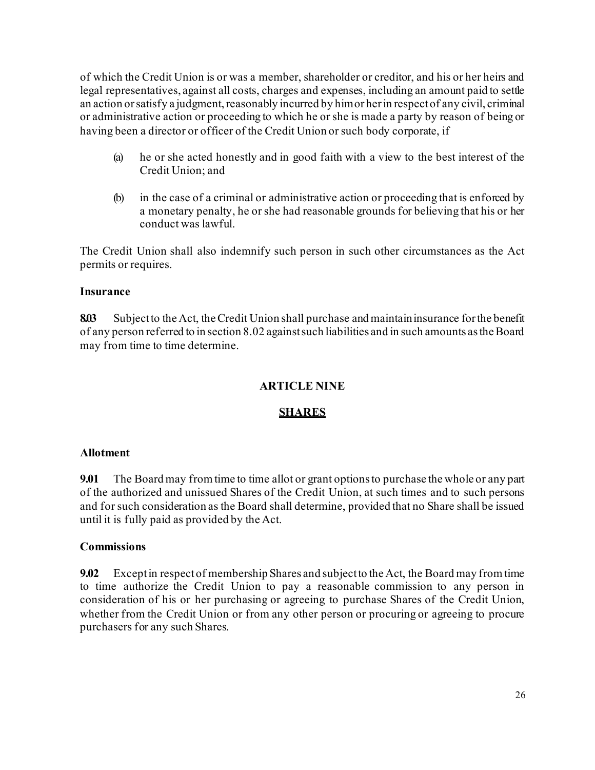of which the Credit Union is or was a member, shareholder or creditor, and his or her heirs and legal representatives, against all costs, charges and expenses, including an amount paid to settle an action or satisfy a judgment, reasonably incurred by him or her in respect of any civil, criminal or administrative action or proceeding to which he or she is made a party by reason of being or having been a director or officer of the Credit Union or such body corporate, if

(a) he or she acted honestly and in good faith with a view to the best interest of the Credit Union; and

(b) in the case of a criminal or administrative action or proceeding that is enforced by a monetary penalty, he or she had reasonable grounds for believing that his or her conduct was lawful.

The Credit Union shall also indemnify such person in such other circumstances as the Act permits or requires.

### Insurance

**8.03** Subject to the Act, the Credit Union shall purchase and maintain insurance for the benefit of any person referred to in section 8.02 against such liabilities and in such amounts as the Board may from time to time determine.

## ARTICLE NINE

## SHARES

### Allotment

**9.01** The Board may from time to time allot or grant options to purchase the whole or any part of the authorized and unissued Shares of the Credit Union, at such times and to such persons and for such consideration as the Board shall determine, provided that no Share shall be issued until it is fully paid as provided by the Act.

### Commissions

**9.02** Except in respect of membership Shares and subject to the Act, the Board may from time to time authorize the Credit Union to pay a reasonable commission to any person in consideration of his or her purchasing or agreeing to purchase Shares of the Credit Union, whether from the Credit Union or from any other person or procuring or agreeing to procure purchasers for any such Shares.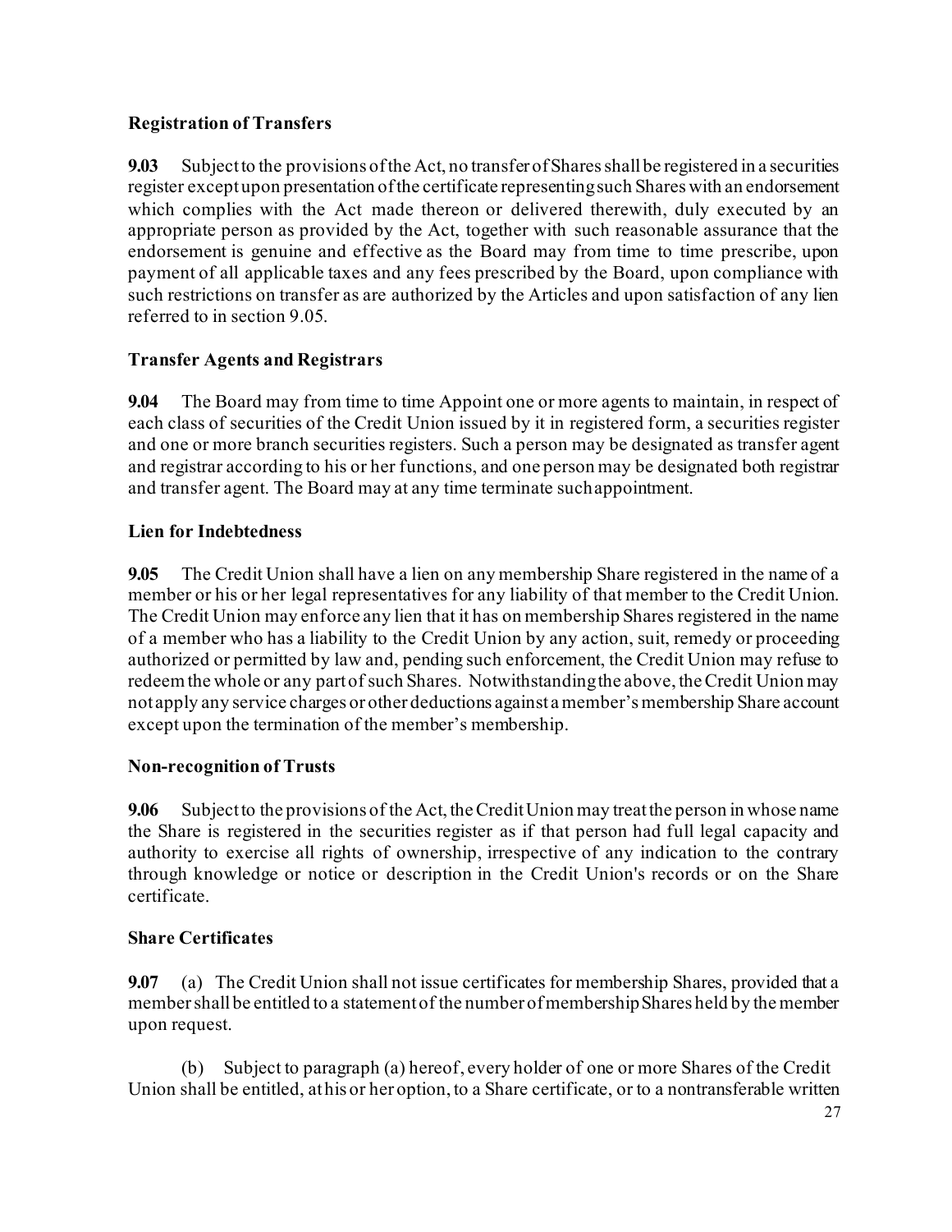**Registration of Transfers**

**9.03** Subject to the provisions of the Act, no transfer of Shares shall be registered in a securities register except upon presentation of the certificate representing such Shares with an endorsement which complies with the Act made thereon or delivered therewith, duly executed by an appropriate person as provided by the Act, together with such reasonable assurance that the endorsement is genuine and effective as the Board may from time to time prescribe, upon payment of all applicable taxes and any fees prescribed by the Board, upon compliance with such restrictions on transfer as are authorized by the Articles and upon satisfaction of any lien referred to in section 9.05.

**Transfer Agents and Registrars**

**9.04** The Board may from time to time Appoint one or more agents to maintain, in respect of each class of securities of the Credit Union issued by it in registered form, a securities register and one or more branch securities registers. Such a person may be designated as transfer agent and registrar according to his or her functions, and one person may be designated both registrar and transfer agent. The Board may at any time terminate such appointment.

**Lien for Indebtedness**

**9.05** The Credit Union shall have a lien on any membership Share registered in the name of a member or his or her legal representatives for any liability of that member to the Credit Union. The Credit Union may enforce any lien that it has on membership Shares registered in the name of a member who has a liability to the Credit Union by any action, suit, remedy or proceeding authorized or permitted by law and, pending such enforcement, the Credit Union may refuse to redeem the whole or any part of such Shares. Notwithstanding the above, the Credit Union may not apply any service charges or other deductions against a member's membership Share account except upon the termination of the member's membership.

**Non-recognition of Trusts**

**9.06** Subject to the provisions of the Act, the Credit Union may treat the person in whose name the Share is registered in the securities register as if that person had full legal capacity and authority to exercise all rights of ownership, irrespective of any indication to the contrary through knowledge or notice or description in the Credit Union's records or on the Share certificate.

**Share Certificates**

**9.07** (a) The Credit Union shall not issue certificates for membership Shares, provided that a member shall be entitled to a statement of the number of membership Shares held by the member upon request.

(b) Subject to paragraph (a) hereof, every holder of one or more Shares of the Credit Union shall be entitled, at his or her option, to a Share certificate, or to a nontransferable written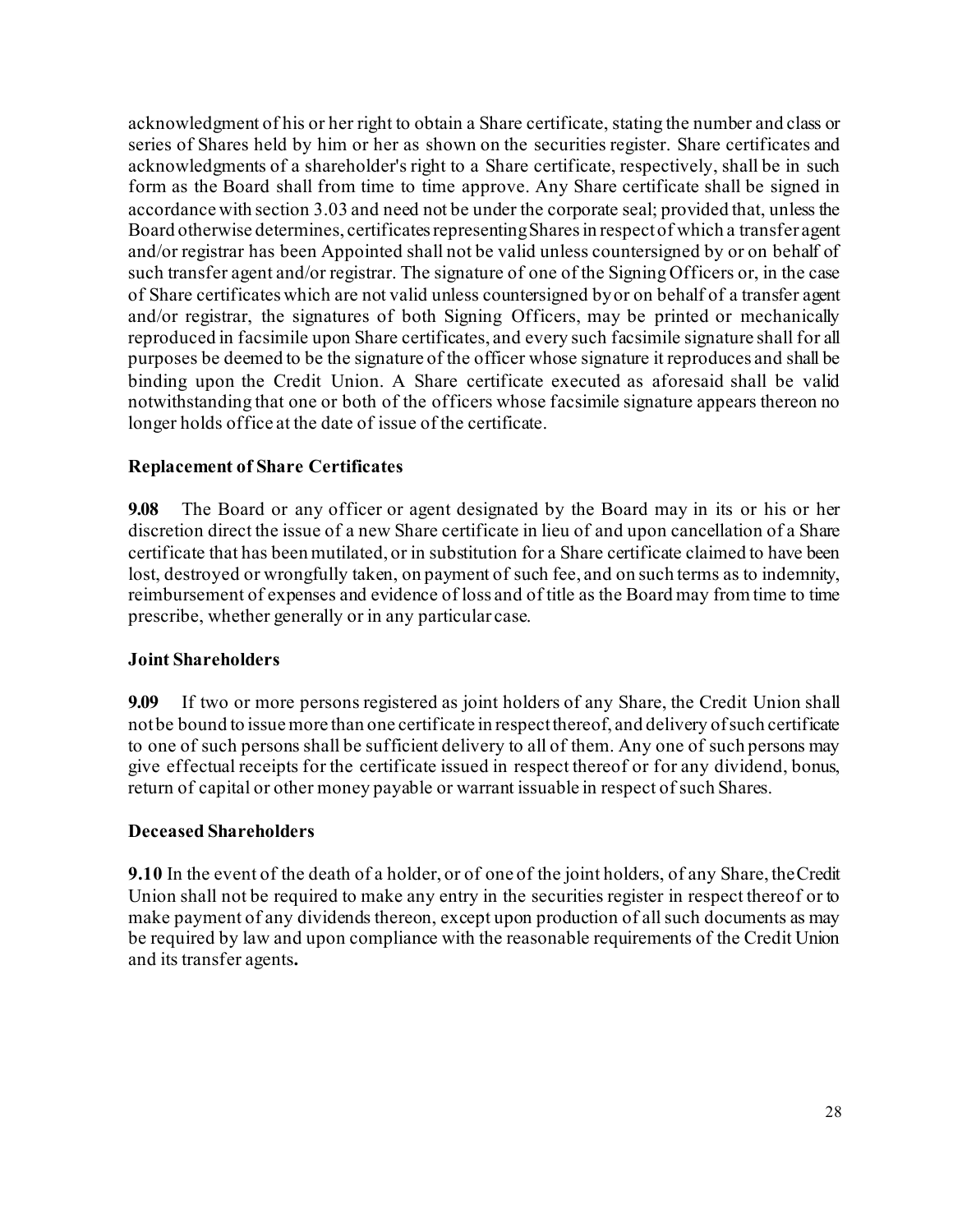acknowledgment of his or her right to obtain a Share certificate, stating the number and class or series of Shares held by him or her as shown on the securities register. Share certificates and acknowledgments of a shareholder's right to a Share certificate, respectively, shall be in such form as the Board shall from time to time approve. Any Share certificate shall be signed in accordance with section 3.03 and need not be under the corporate seal; provided that, unless the Board otherwise determines, certificates representing Shares in respect of which a transfer agent and/or registrar has been Appointed shall not be valid unless countersigned by or on behalf of such transfer agent and/or registrar. The signature of one of the Signing Officers or, in the case of Share certificates which are not valid unless countersigned by or on behalf of a transfer agent and/or registrar, the signatures of both Signing Officers, may be printed or mechanically reproduced in facsimile upon Share certificates, and every such facsimile signature shall for all purposes be deemed to be the signature of the officer whose signature it reproduces and shall be binding upon the Credit Union. A Share certificate executed as aforesaid shall be valid notwithstanding that one or both of the officers whose facsimile signature appears thereon no longer holds office at the date of issue of the certificate.

**Replacement of Share Certificates**

**9.08** The Board or any officer or agent designated by the Board may in its or his or her discretion direct the issue of a new Share certificate in lieu of and upon cancellation of a Share certificate that has been mutilated, or in substitution for a Share certificate claimed to have been lost, destroyed or wrongfully taken, on payment of such fee, and on such terms as to indemnity, reimbursement of expenses and evidence of loss and of title as the Board may from time to time prescribe, whether generally or in any particular case.

**Joint Shareholders**

**9.09** If two or more persons registered as joint holders of any Share, the Credit Union shall not be bound to issue more than one certificate in respect thereof, and delivery of such certificate to one of such persons shall be sufficient delivery to all of them. Any one of such persons may give effectual receipts for the certificate issued in respect thereof or for any dividend, bonus, return of capital or other money payable or warrant issuable in respect of such Shares.

**Deceased Shareholders**

**9.10** In the event of the death of a holder, or of one of the joint holders, of any Share, the Credit Union shall not be required to make any entry in the securities register in respect thereof or to make payment of any dividends thereon, except upon production of all such documents as may be required by law and upon compliance with the reasonable requirements of the Credit Union and its transfer agents**.**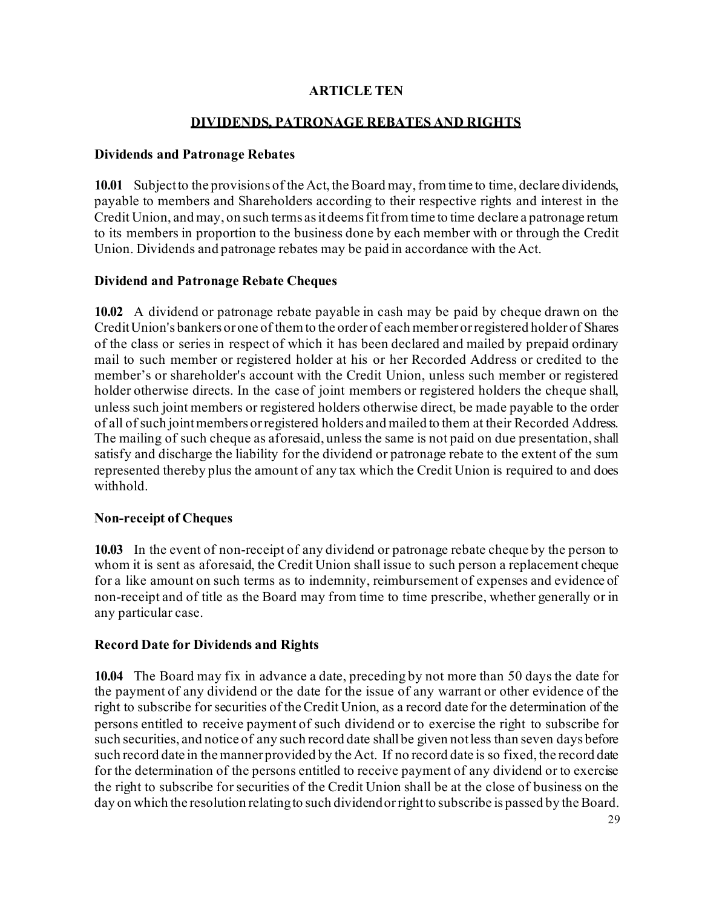# ARTICLE TEN

## DIVIDENDS, PATRONAGE REBATES AND RIGHTS

### Dividends and Patronage Rebates

**10.01** Subject to the provisions of the Act, the Board may, from time to time, declare dividends, payable to members and Shareholders according to their respective rights and interest in the Credit Union, and may, on such terms as it deems fit from time to time declare a patronage return to its members in proportion to the business done by each member with or through the Credit Union. Dividends and patronage rebates may be paid in accordance with the Act.

### Dividend and Patronage Rebate Cheques

**10.02** A dividend or patronage rebate payable in cash may be paid by cheque drawn on the Credit Union's bankers or one of them to the order of each member or registered holder of Shares of the class or series in respect of which it has been declared and mailed by prepaid ordinary mail to such member or registered holder at his or her Recorded Address or credited to the member's or shareholder's account with the Credit Union, unless such member or registered holder otherwise directs. In the case of joint members or registered holders the cheque shall, unless such joint members or registered holders otherwise direct, be made payable to the order of all of such joint members or registered holders and mailed to them at their Recorded Address. The mailing of such cheque as aforesaid, unless the same is not paid on due presentation, shall satisfy and discharge the liability for the dividend or patronage rebate to the extent of the sum represented thereby plus the amount of any tax which the Credit Union is required to and does withhold.

### Non-receipt of Cheques

**10.03** In the event of non-receipt of any dividend or patronage rebate cheque by the person to whom it is sent as aforesaid, the Credit Union shall issue to such person a replacement cheque for a like amount on such terms as to indemnity, reimbursement of expenses and evidence of non-receipt and of title as the Board may from time to time prescribe, whether generally or in any particular case.

### Record Date for Dividends and Rights

**10.04** The Board may fix in advance a date, preceding by not more than 50 days the date for the payment of any dividend or the date for the issue of any warrant or other evidence of the right to subscribe for securities of the Credit Union, as a record date for the determination of the persons entitled to receive payment of such dividend or to exercise the right to subscribe for such securities, and notice of any such record date shall be given not less than seven days before such record date in the manner provided by the Act. If no record date is so fixed, the record date for the determination of the persons entitled to receive payment of any dividend or to exercise the right to subscribe for securities of the Credit Union shall be at the close of business on the day on which the resolution relating to such dividend or right to subscribe is passed by the Board.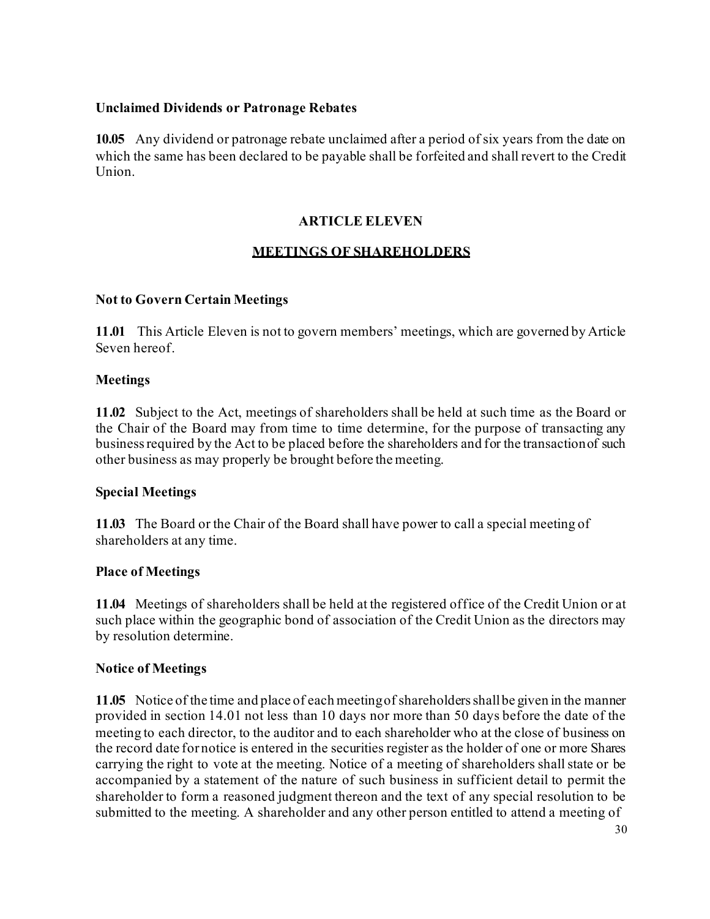**Unclaimed Dividends or Patronage Rebates**

**10.05** Any dividend or patronage rebate unclaimed after a period of six years from the date on which the same has been declared to be payable shall be forfeited and shall revert to the Credit Union.

## ARTICLE ELEVEN

## MEETINGS OF SHAREHOLDERS

**Not to Govern Certain Meetings**

**11.01** This Article Eleven is not to govern members' meetings, which are governed by Article Seven hereof.

**Meetings**

**11.02** Subject to the Act, meetings of shareholders shall be held at such time as the Board or the Chair of the Board may from time to time determine, for the purpose of transacting any business required by the Act to be placed before the shareholders and for the transaction of such other business as may properly be brought before the meeting.

**Special Meetings**

**11.03** The Board or the Chair of the Board shall have power to call a special meeting of shareholders at any time.

**Place of Meetings**

**11.04** Meetings of shareholders shall be held at the registered office of the Credit Union or at such place within the geographic bond of association of the Credit Union as the directors may by resolution determine.

**Notice of Meetings**

**11.05** Notice of the time and place of each meeting of shareholders shall be given in the manner provided in section 14.01 not less than 10 days nor more than 50 days before the date of the meeting to each director, to the auditor and to each shareholder who at the close of business on the record date for notice is entered in the securities register as the holder of one or more Shares carrying the right to vote at the meeting. Notice of a meeting of shareholders shall state or be accompanied by a statement of the nature of such business in sufficient detail to permit the shareholder to form a reasoned judgment thereon and the text of any special resolution to be submitted to the meeting. A shareholder and any other person entitled to attend a meeting of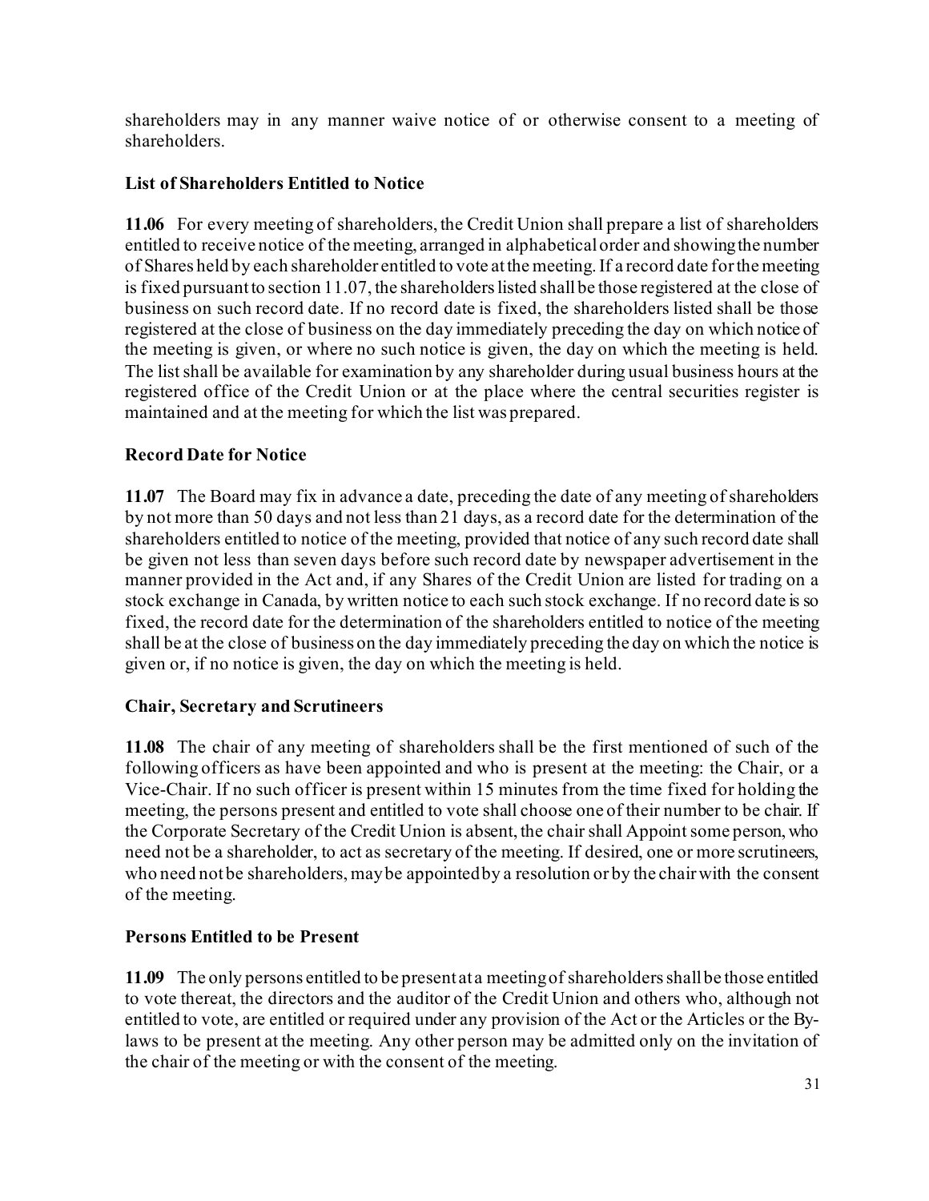shareholders may in any manner waive notice of or otherwise consent to a meeting of shareholders.

**List of Shareholders Entitled to Notice**

**11.06** For every meeting of shareholders, the Credit Union shall prepare a list of shareholders entitled to receive notice of the meeting, arranged in alphabetical order and showing the number of Shares held by each shareholder entitled to vote at the meeting. If a record date for the meeting is fixed pursuant to section 11.07, the shareholders listed shall be those registered at the close of business on such record date. If no record date is fixed, the shareholders listed shall be those registered at the close of business on the day immediately preceding the day on which notice of the meeting is given, or where no such notice is given, the day on which the meeting is held. The list shall be available for examination by any shareholder during usual business hours at the registered office of the Credit Union or at the place where the central securities register is maintained and at the meeting for which the list was prepared.

**Record Date for Notice**

**11.07** The Board may fix in advance a date, preceding the date of any meeting of shareholders by not more than 50 days and not less than 21 days, as a record date for the determination of the shareholders entitled to notice of the meeting, provided that notice of any such record date shall be given not less than seven days before such record date by newspaper advertisement in the manner provided in the Act and, if any Shares of the Credit Union are listed for trading on a stock exchange in Canada, by written notice to each such stock exchange. If no record date is so fixed, the record date for the determination of the shareholders entitled to notice of the meeting shall be at the close of business on the day immediately preceding the day on which the notice is given or, if no notice is given, the day on which the meeting is held.

**Chair, Secretary and Scrutineers**

**11.08** The chair of any meeting of shareholders shall be the first mentioned of such of the following officers as have been appointed and who is present at the meeting: the Chair, or a Vice-Chair. If no such officer is present within 15 minutes from the time fixed for holding the meeting, the persons present and entitled to vote shall choose one of their number to be chair. If the Corporate Secretary of the Credit Union is absent, the chair shall Appoint some person, who need not be a shareholder, to act as secretary of the meeting. If desired, one or more scrutineers, who need not be shareholders, may be appointed by a resolution or by the chair with the consent of the meeting.

**Persons Entitled to be Present**

**11.09** The only persons entitled to be present at a meeting of shareholders shall be those entitled to vote thereat, the directors and the auditor of the Credit Union and others who, although not entitled to vote, are entitled or required under any provision of the Act or the Articles or the By-laws to be present at the meeting. Any other person may be admitted only on the invitation of the chair of the meeting or with the consent of the meeting.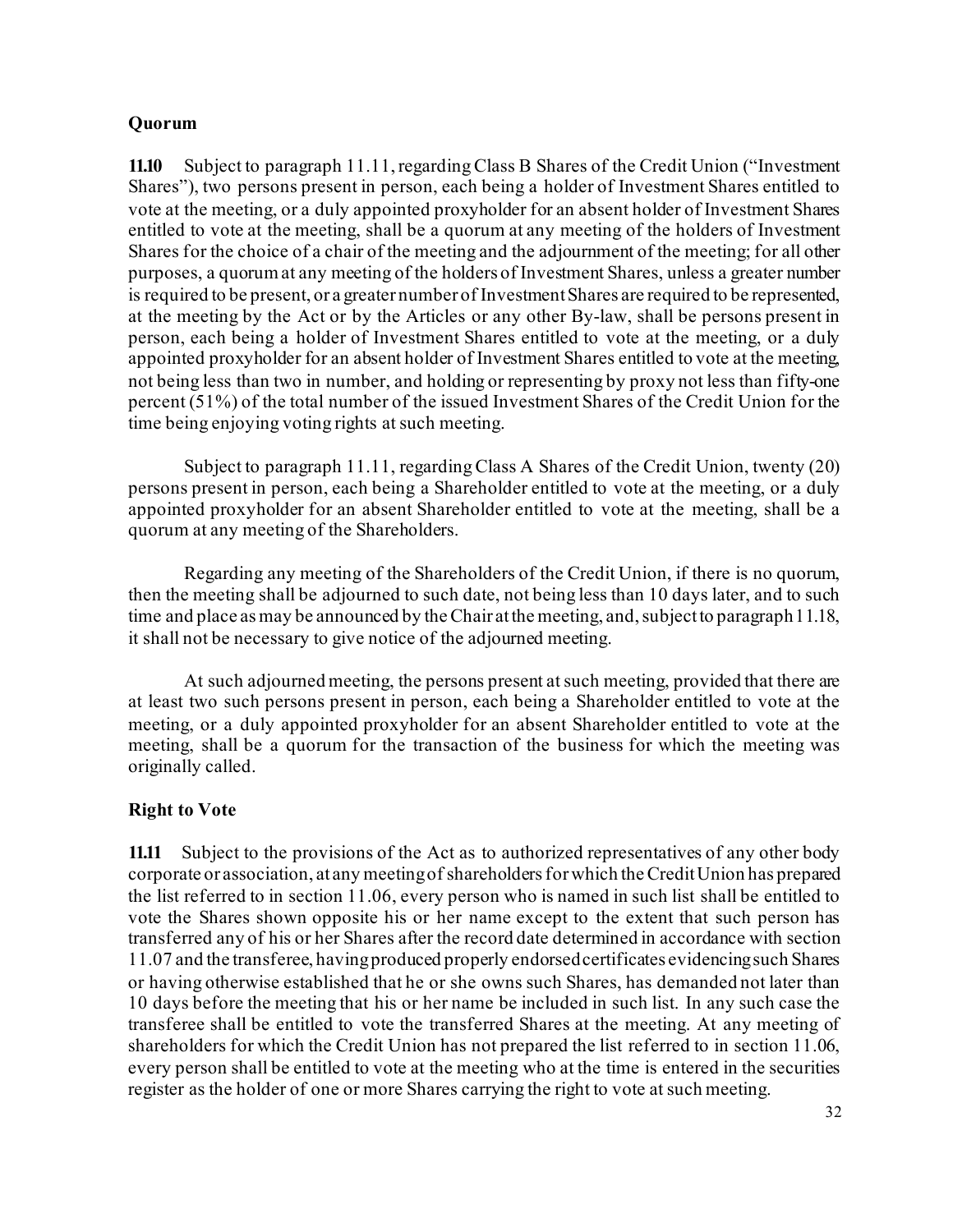**Quorum**

**11.10** Subject to paragraph 11.11, regarding Class B Shares of the Credit Union ("Investment Shares"), two persons present in person, each being a holder of Investment Shares entitled to vote at the meeting, or a duly appointed proxyholder for an absent holder of Investment Shares entitled to vote at the meeting, shall be a quorum at any meeting of the holders of Investment Shares for the choice of a chair of the meeting and the adjournment of the meeting; for all other purposes, a quorum at any meeting of the holders of Investment Shares, unless a greater number is required to be present, or a greater number of Investment Shares are required to be represented, at the meeting by the Act or by the Articles or any other By-law, shall be persons present in person, each being a holder of Investment Shares entitled to vote at the meeting, or a duly appointed proxyholder for an absent holder of Investment Shares entitled to vote at the meeting, not being less than two in number, and holding or representing by proxy not less than fifty-one percent (51%) of the total number of the issued Investment Shares of the Credit Union for the time being enjoying voting rights at such meeting.

Subject to paragraph 11.11, regarding Class A Shares of the Credit Union, twenty (20) persons present in person, each being a Shareholder entitled to vote at the meeting, or a duly appointed proxyholder for an absent Shareholder entitled to vote at the meeting, shall be a quorum at any meeting of the Shareholders.

Regarding any meeting of the Shareholders of the Credit Union, if there is no quorum, then the meeting shall be adjourned to such date, not being less than 10 days later, and to such time and place as may be announced by the Chair at the meeting, and, subject to paragraph 11.18, it shall not be necessary to give notice of the adjourned meeting.

At such adjourned meeting, the persons present at such meeting, provided that there are at least two such persons present in person, each being a Shareholder entitled to vote at the meeting, or a duly appointed proxyholder for an absent Shareholder entitled to vote at the meeting, shall be a quorum for the transaction of the business for which the meeting was originally called.

**Right to Vote**

**11.11** Subject to the provisions of the Act as to authorized representatives of any other body corporate or association, at any meeting of shareholders for which the Credit Union has prepared the list referred to in section 11.06, every person who is named in such list shall be entitled to vote the Shares shown opposite his or her name except to the extent that such person has transferred any of his or her Shares after the record date determined in accordance with section 11.07 and the transferee, having produced properly endorsed certificates evidencing such Shares or having otherwise established that he or she owns such Shares, has demanded not later than 10 days before the meeting that his or her name be included in such list. In any such case the transferee shall be entitled to vote the transferred Shares at the meeting. At any meeting of shareholders for which the Credit Union has not prepared the list referred to in section 11.06, every person shall be entitled to vote at the meeting who at the time is entered in the securities register as the holder of one or more Shares carrying the right to vote at such meeting.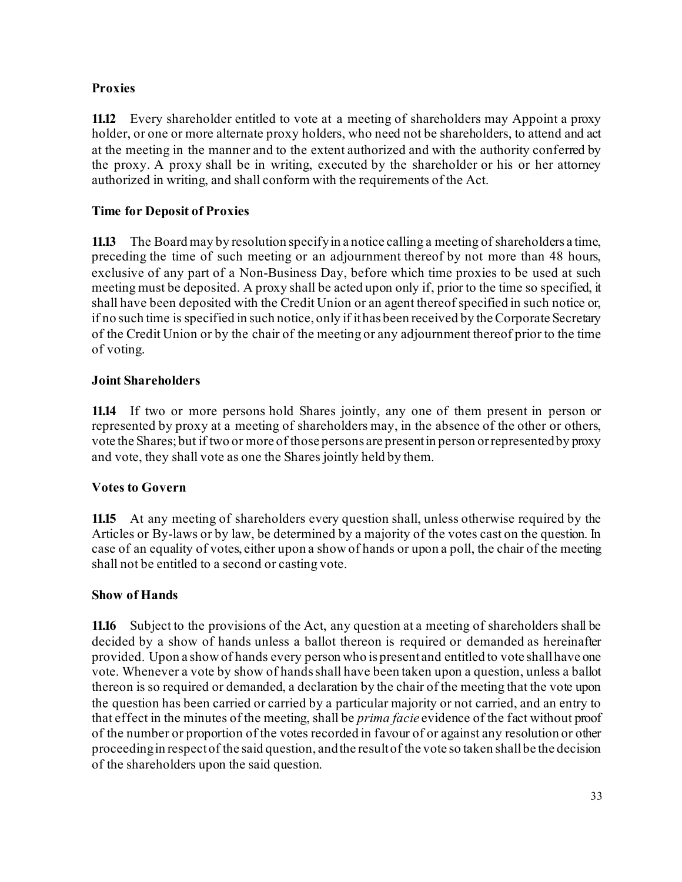### Proxies

**11.12** Every shareholder entitled to vote at a meeting of shareholders may Appoint a proxy holder, or one or more alternate proxy holders, who need not be shareholders, to attend and act at the meeting in the manner and to the extent authorized and with the authority conferred by the proxy. A proxy shall be in writing, executed by the shareholder or his or her attorney authorized in writing, and shall conform with the requirements of the Act.

### Time for Deposit of Proxies

**11.13** The Board may by resolution specify in a notice calling a meeting of shareholders a time, preceding the time of such meeting or an adjournment thereof by not more than 48 hours, exclusive of any part of a Non-Business Day, before which time proxies to be used at such meeting must be deposited. A proxy shall be acted upon only if, prior to the time so specified, it shall have been deposited with the Credit Union or an agent thereof specified in such notice or, if no such time is specified in such notice, only if it has been received by the Corporate Secretary of the Credit Union or by the chair of the meeting or any adjournment thereof prior to the time of voting.

### Joint Shareholders

**11.14** If two or more persons hold Shares jointly, any one of them present in person or represented by proxy at a meeting of shareholders may, in the absence of the other or others, vote the Shares; but if two or more of those persons are present in person or represented by proxy and vote, they shall vote as one the Shares jointly held by them.

### Votes to Govern

**11.15** At any meeting of shareholders every question shall, unless otherwise required by the Articles or By-laws or by law, be determined by a majority of the votes cast on the question. In case of an equality of votes, either upon a show of hands or upon a poll, the chair of the meeting shall not be entitled to a second or casting vote.

### Show of Hands

**11.16** Subject to the provisions of the Act, any question at a meeting of shareholders shall be decided by a show of hands unless a ballot thereon is required or demanded as hereinafter provided. Upon a show of hands every person who is present and entitled to vote shall have one vote. Whenever a vote by show of hands shall have been taken upon a question, unless a ballot thereon is so required or demanded, a declaration by the chair of the meeting that the vote upon the question has been carried or carried by a particular majority or not carried, and an entry to that effect in the minutes of the meeting, shall be *prima facie* evidence of the fact without proof of the number or proportion of the votes recorded in favour of or against any resolution or other proceeding in respect of the said question, and the result of the vote so taken shall be the decision of the shareholders upon the said question.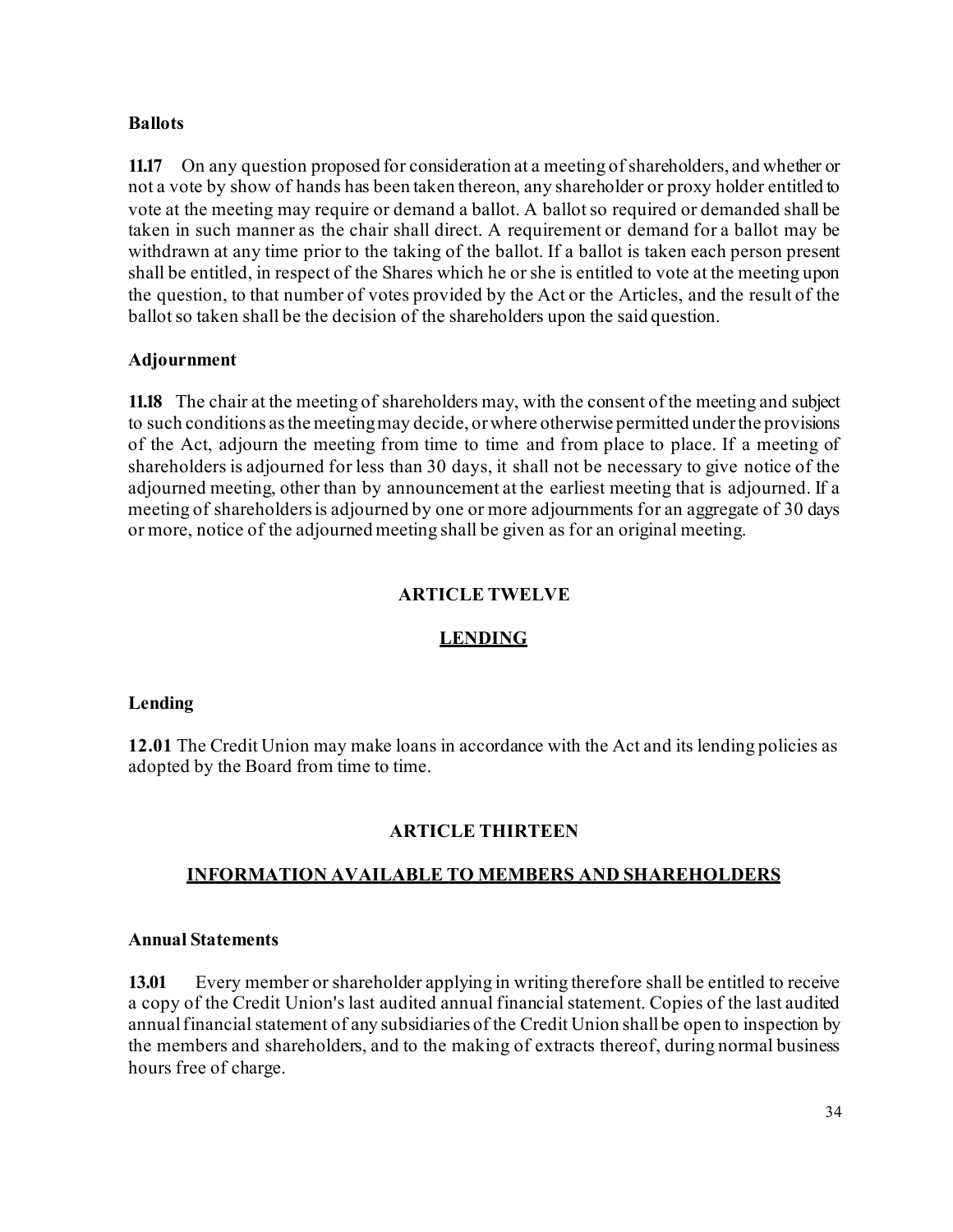### Ballots

**11.17** On any question proposed for consideration at a meeting of shareholders, and whether or not a vote by show of hands has been taken thereon, any shareholder or proxy holder entitled to vote at the meeting may require or demand a ballot. A ballot so required or demanded shall be taken in such manner as the chair shall direct. A requirement or demand for a ballot may be withdrawn at any time prior to the taking of the ballot. If a ballot is taken each person present shall be entitled, in respect of the Shares which he or she is entitled to vote at the meeting upon the question, to that number of votes provided by the Act or the Articles, and the result of the ballot so taken shall be the decision of the shareholders upon the said question.

### Adjournment

**11.18** The chair at the meeting of shareholders may, with the consent of the meeting and subject to such conditions as the meeting may decide, or where otherwise permitted under the provisions of the Act, adjourn the meeting from time to time and from place to place. If a meeting of shareholders is adjourned for less than 30 days, it shall not be necessary to give notice of the adjourned meeting, other than by announcement at the earliest meeting that is adjourned. If a meeting of shareholders is adjourned by one or more adjournments for an aggregate of 30 days or more, notice of the adjourned meeting shall be given as for an original meeting.

## ARTICLE TWELVE

## LENDING

### Lending

**12.01** The Credit Union may make loans in accordance with the Act and its lending policies as adopted by the Board from time to time.

## ARTICLE THIRTEEN

## INFORMATION AVAILABLE TO MEMBERS AND SHAREHOLDERS

### Annual Statements

**13.01** Every member or shareholder applying in writing therefore shall be entitled to receive a copy of the Credit Union's last audited annual financial statement. Copies of the last audited annual financial statement of any subsidiaries of the Credit Union shall be open to inspection by the members and shareholders, and to the making of extracts thereof, during normal business hours free of charge.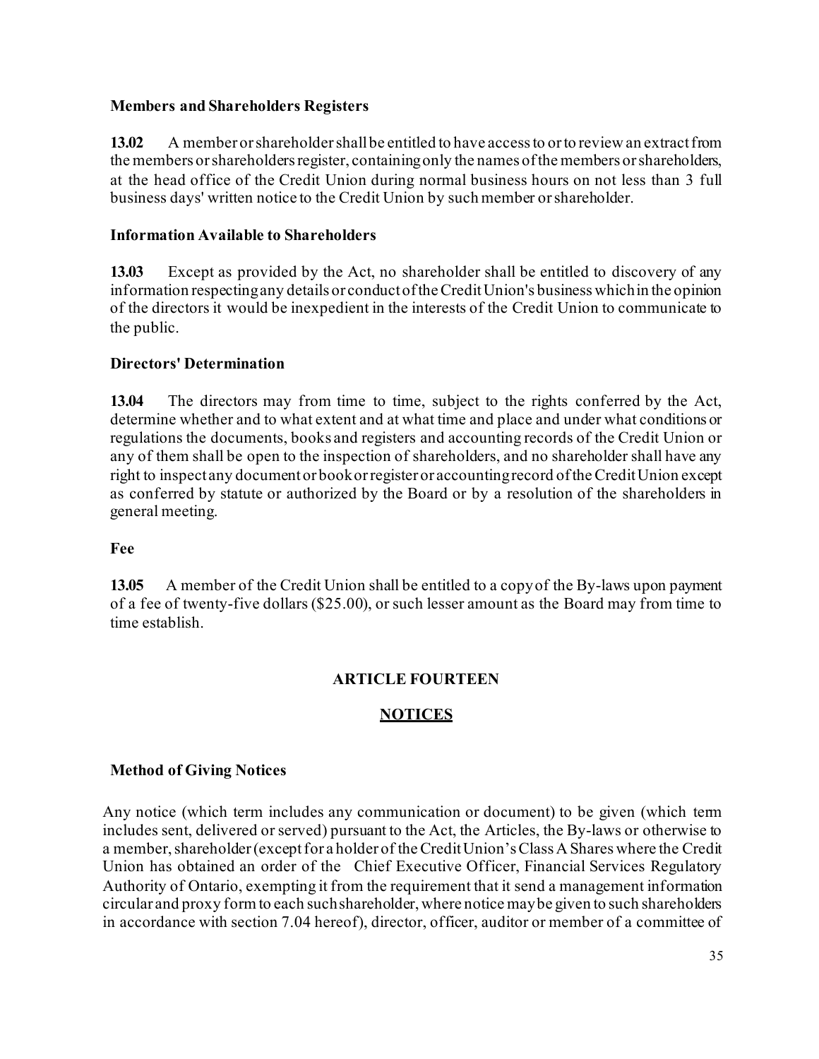### Members and Shareholders Registers

**13.02** A member or shareholder shall be entitled to have access to or to review an extract from the members or shareholders register, containing only the names of the members or shareholders, at the head office of the Credit Union during normal business hours on not less than 3 full business days' written notice to the Credit Union by such member or shareholder.

### Information Available to Shareholders

**13.03** Except as provided by the Act, no shareholder shall be entitled to discovery of any information respecting any details or conduct of the Credit Union's business which in the opinion of the directors it would be inexpedient in the interests of the Credit Union to communicate to the public.

### Directors' Determination

**13.04** The directors may from time to time, subject to the rights conferred by the Act, determine whether and to what extent and at what time and place and under what conditions or regulations the documents, books and registers and accounting records of the Credit Union or any of them shall be open to the inspection of shareholders, and no shareholder shall have any right to inspect any document or book or register or accounting record of the Credit Union except as conferred by statute or authorized by the Board or by a resolution of the shareholders in general meeting.

### Fee

**13.05** A member of the Credit Union shall be entitled to a copy of the By-laws upon payment of a fee of twenty-five dollars ($25.00), or such lesser amount as the Board may from time to time establish.

## ARTICLE FOURTEEN

## NOTICES

### Method of Giving Notices

Any notice (which term includes any communication or document) to be given (which term includes sent, delivered or served) pursuant to the Act, the Articles, the By-laws or otherwise to a member, shareholder (except for a holder of the Credit Union's Class A Shares where the Credit Union has obtained an order of the Chief Executive Officer, Financial Services Regulatory Authority of Ontario, exempting it from the requirement that it send a management information circular and proxy form to each such shareholder, where notice may be given to such shareholders in accordance with section 7.04 hereof), director, officer, auditor or member of a committee of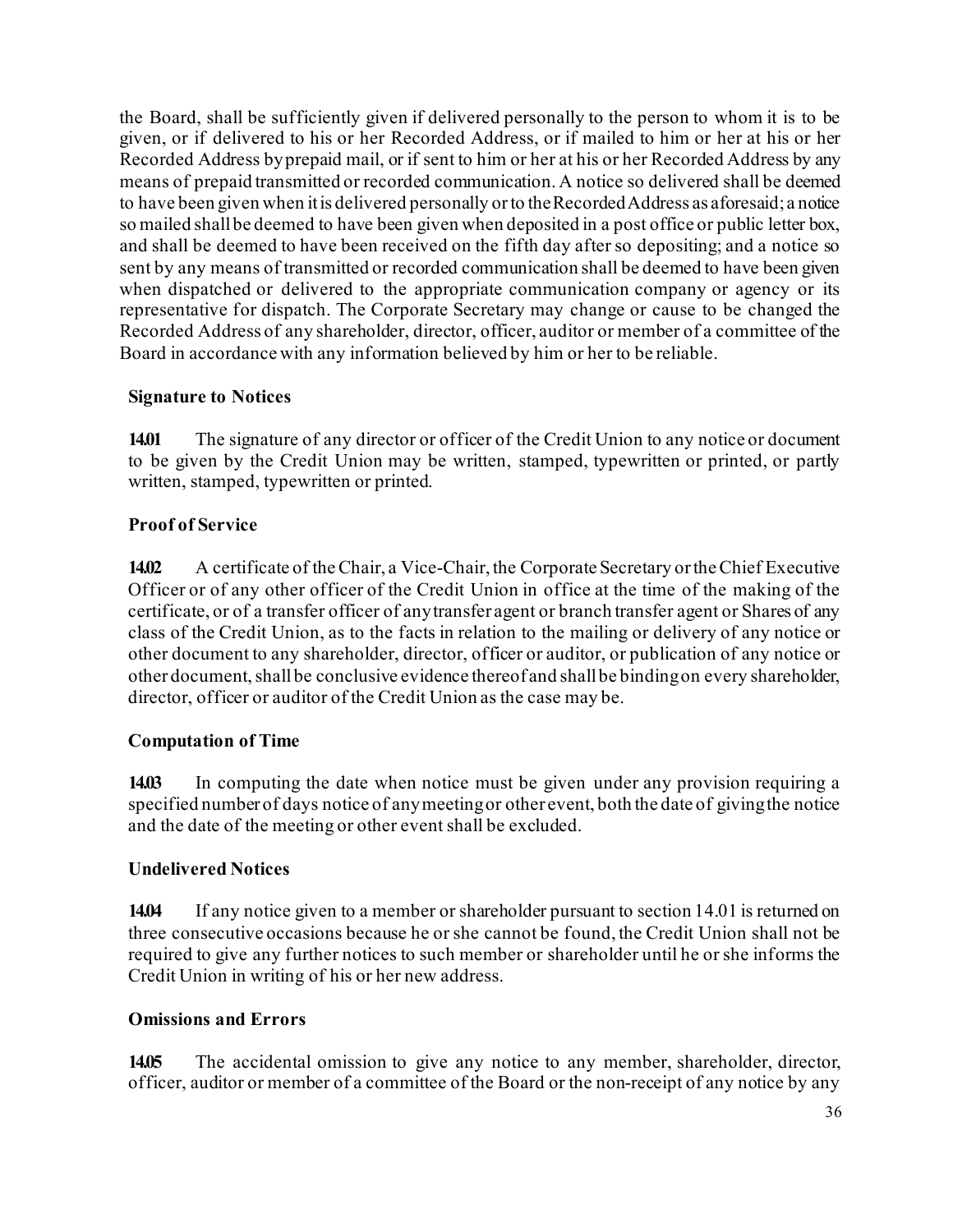the Board, shall be sufficiently given if delivered personally to the person to whom it is to be given, or if delivered to his or her Recorded Address, or if mailed to him or her at his or her Recorded Address by prepaid mail, or if sent to him or her at his or her Recorded Address by any means of prepaid transmitted or recorded communication. A notice so delivered shall be deemed to have been given when it is delivered personally or to the Recorded Address as aforesaid; a notice so mailed shall be deemed to have been given when deposited in a post office or public letter box, and shall be deemed to have been received on the fifth day after so depositing; and a notice so sent by any means of transmitted or recorded communication shall be deemed to have been given when dispatched or delivered to the appropriate communication company or agency or its representative for dispatch. The Corporate Secretary may change or cause to be changed the Recorded Address of any shareholder, director, officer, auditor or member of a committee of the Board in accordance with any information believed by him or her to be reliable.

**Signature to Notices**

**14.01** The signature of any director or officer of the Credit Union to any notice or document to be given by the Credit Union may be written, stamped, typewritten or printed, or partly written, stamped, typewritten or printed.

**Proof of Service**

**14.02** A certificate of the Chair, a Vice-Chair, the Corporate Secretary or the Chief Executive Officer or of any other officer of the Credit Union in office at the time of the making of the certificate, or of a transfer officer of any transfer agent or branch transfer agent or Shares of any class of the Credit Union, as to the facts in relation to the mailing or delivery of any notice or other document to any shareholder, director, officer or auditor, or publication of any notice or other document, shall be conclusive evidence thereof and shall be binding on every shareholder, director, officer or auditor of the Credit Union as the case may be.

**Computation of Time**

**14.03** In computing the date when notice must be given under any provision requiring a specified number of days notice of any meeting or other event, both the date of giving the notice and the date of the meeting or other event shall be excluded.

**Undelivered Notices**

**14.04** If any notice given to a member or shareholder pursuant to section 14.01 is returned on three consecutive occasions because he or she cannot be found, the Credit Union shall not be required to give any further notices to such member or shareholder until he or she informs the Credit Union in writing of his or her new address.

**Omissions and Errors**

**14.05** The accidental omission to give any notice to any member, shareholder, director, officer, auditor or member of a committee of the Board or the non-receipt of any notice by any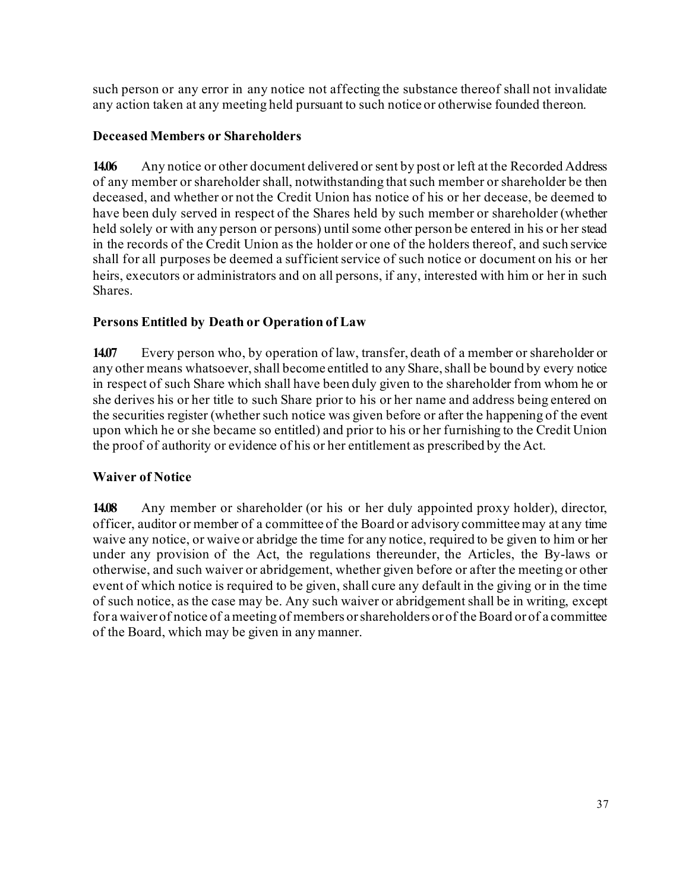such person or any error in any notice not affecting the substance thereof shall not invalidate any action taken at any meeting held pursuant to such notice or otherwise founded thereon.

### Deceased Members or Shareholders

**14.06** Any notice or other document delivered or sent by post or left at the Recorded Address of any member or shareholder shall, notwithstanding that such member or shareholder be then deceased, and whether or not the Credit Union has notice of his or her decease, be deemed to have been duly served in respect of the Shares held by such member or shareholder (whether held solely or with any person or persons) until some other person be entered in his or her stead in the records of the Credit Union as the holder or one of the holders thereof, and such service shall for all purposes be deemed a sufficient service of such notice or document on his or her heirs, executors or administrators and on all persons, if any, interested with him or her in such Shares.

### Persons Entitled by Death or Operation of Law

**14.07** Every person who, by operation of law, transfer, death of a member or shareholder or any other means whatsoever, shall become entitled to any Share, shall be bound by every notice in respect of such Share which shall have been duly given to the shareholder from whom he or she derives his or her title to such Share prior to his or her name and address being entered on the securities register (whether such notice was given before or after the happening of the event upon which he or she became so entitled) and prior to his or her furnishing to the Credit Union the proof of authority or evidence of his or her entitlement as prescribed by the Act.

### Waiver of Notice

**14.08** Any member or shareholder (or his or her duly appointed proxy holder), director, officer, auditor or member of a committee of the Board or advisory committee may at any time waive any notice, or waive or abridge the time for any notice, required to be given to him or her under any provision of the Act, the regulations thereunder, the Articles, the By-laws or otherwise, and such waiver or abridgement, whether given before or after the meeting or other event of which notice is required to be given, shall cure any default in the giving or in the time of such notice, as the case may be. Any such waiver or abridgement shall be in writing, except for a waiver of notice of a meeting of members or shareholders or of the Board or of a committee of the Board, which may be given in any manner.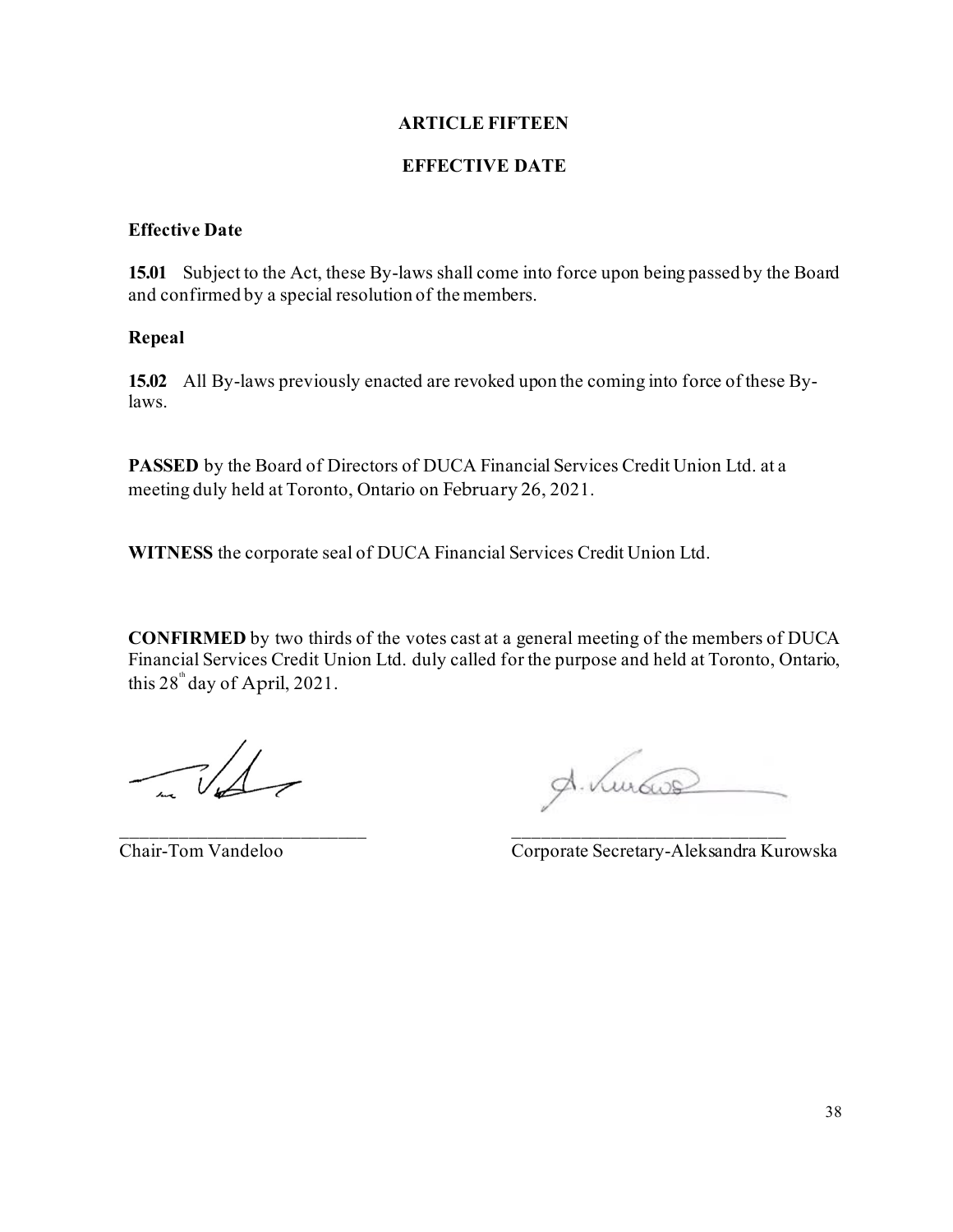## ARTICLE FIFTEEN

## EFFECTIVE DATE

**Effective Date**

**15.01** Subject to the Act, these By-laws shall come into force upon being passed by the Board and confirmed by a special resolution of the members.

**Repeal**

**15.02** All By-laws previously enacted are revoked upon the coming into force of these By-laws.

**PASSED** by the Board of Directors of DUCA Financial Services Credit Union Ltd. at a meeting duly held at Toronto, Ontario on February 26, 2021.

**WITNESS** the corporate seal of DUCA Financial Services Credit Union Ltd.

**CONFIRMED** by two thirds of the votes cast at a general meeting of the members of DUCA Financial Services Credit Union Ltd. duly called for the purpose and held at Toronto, Ontario, this 28th day of April, 2021.

\_\_\_\_\_\_\_\_\_\_\_\_\_\_\_\_\_\_\_\_\_\_\_\_\_\_\_\_
Chair-Tom Vandeloo

\_\_\_\_\_\_\_\_\_\_\_\_\_\_\_\_\_\_\_\_\_\_\_\_\_\_\_\_
Corporate Secretary-Aleksandra Kurowska